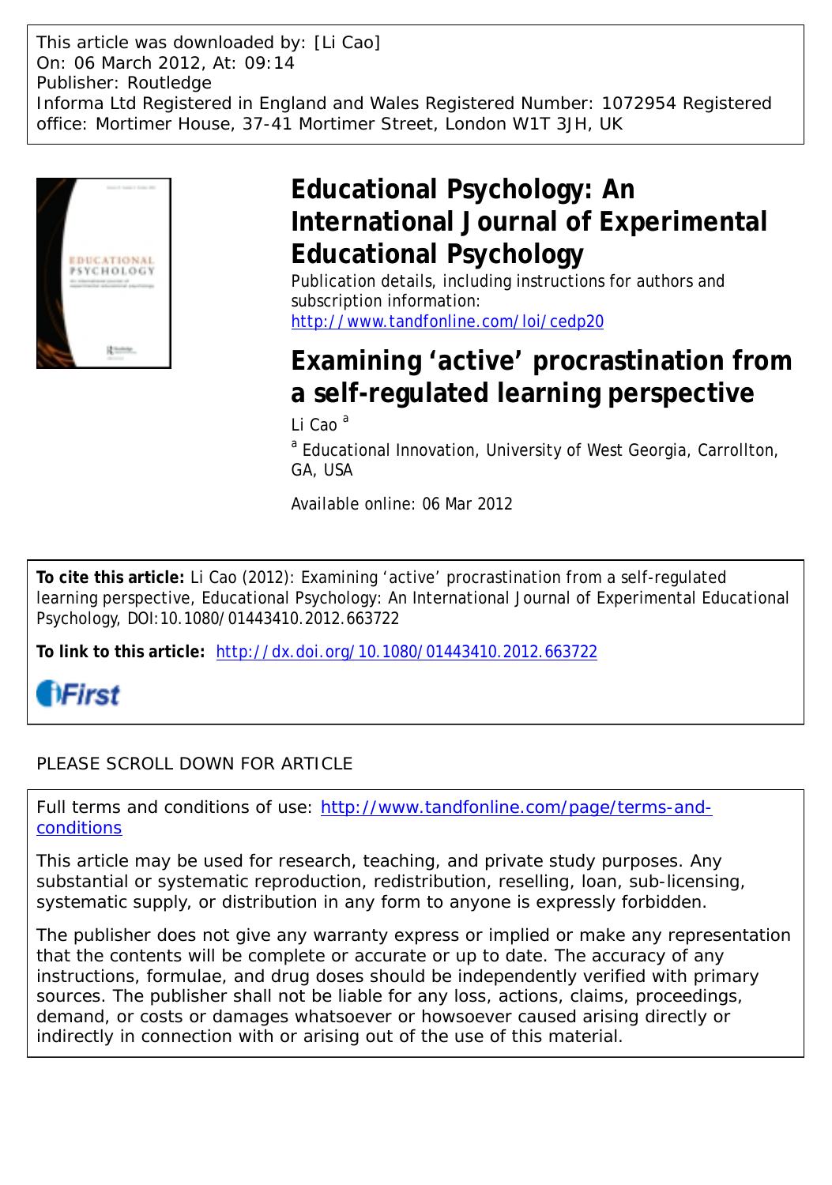This article was downloaded by: [Li Cao]
On: 06 March 2012, At: 09:14
Publisher: Routledge
Informa Ltd Registered in England and Wales Registered Number: 1072954 Registered office: Mortimer House, 37-41 Mortimer Street, London W1T 3JH, UK

# Educational Psychology: An International Journal of Experimental Educational Psychology

Publication details, including instructions for authors and subscription information:
http://www.tandfonline.com/loi/cedp20

# Examining 'active' procrastination from a self-regulated learning perspective

Li Cao [a]

[a] Educational Innovation, University of West Georgia, Carrollton, GA, USA

Available online: 06 Mar 2012

**To cite this article:** Li Cao (2012): Examining 'active' procrastination from a self-regulated learning perspective, Educational Psychology: An International Journal of Experimental Educational Psychology, DOI:10.1080/01443410.2012.663722

**To link to this article:** http://dx.doi.org/10.1080/01443410.2012.663722

PLEASE SCROLL DOWN FOR ARTICLE

Full terms and conditions of use: http://www.tandfonline.com/page/terms-and-conditions

This article may be used for research, teaching, and private study purposes. Any substantial or systematic reproduction, redistribution, reselling, loan, sub-licensing, systematic supply, or distribution in any form to anyone is expressly forbidden.

The publisher does not give any warranty express or implied or make any representation that the contents will be complete or accurate or up to date. The accuracy of any instructions, formulae, and drug doses should be independently verified with primary sources. The publisher shall not be liable for any loss, actions, claims, proceedings, demand, or costs or damages whatsoever or howsoever caused arising directly or indirectly in connection with or arising out of the use of this material.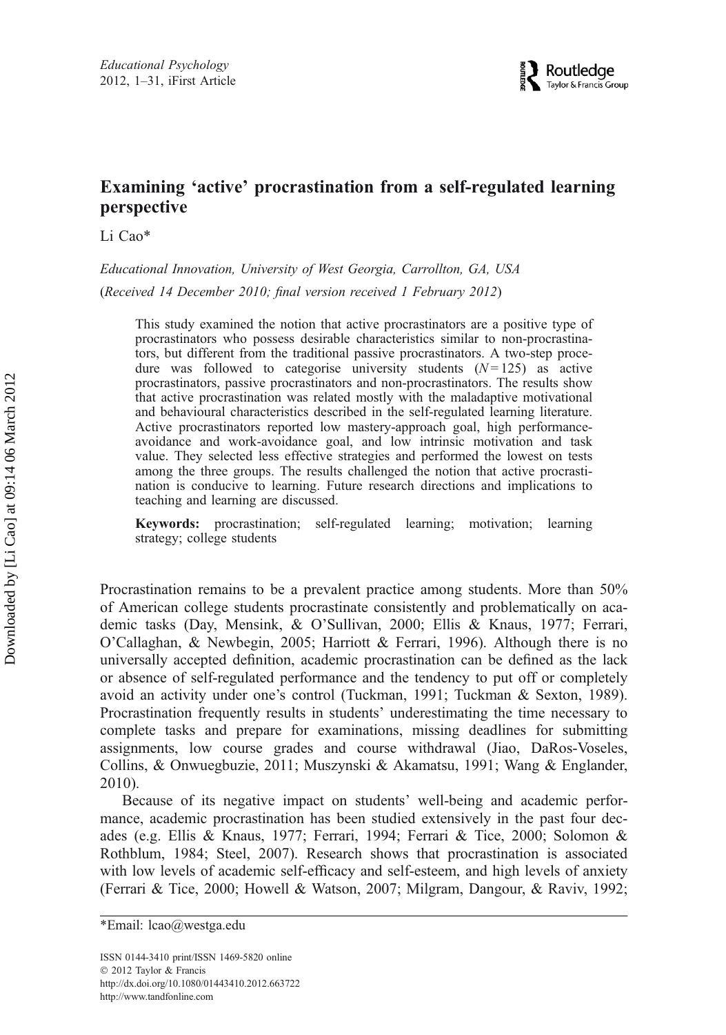# Examining 'active' procrastination from a self-regulated learning perspective

Li Cao*

*Educational Innovation, University of West Georgia, Carrollton, GA, USA*

(*Received 14 December 2010; final version received 1 February 2012*)

This study examined the notion that active procrastinators are a positive type of procrastinators who possess desirable characteristics similar to non-procrastinators, but different from the traditional passive procrastinators. A two-step procedure was followed to categorise university students ($N = 125$) as active procrastinators, passive procrastinators and non-procrastinators. The results show that active procrastination was related mostly with the maladaptive motivational and behavioural characteristics described in the self-regulated learning literature. Active procrastinators reported low mastery-approach goal, high performance-avoidance and work-avoidance goal, and low intrinsic motivation and task value. They selected less effective strategies and performed the lowest on tests among the three groups. The results challenged the notion that active procrastination is conducive to learning. Future research directions and implications to teaching and learning are discussed.

**Keywords:** procrastination; self-regulated learning; motivation; learning strategy; college students

Procrastination remains to be a prevalent practice among students. More than 50% of American college students procrastinate consistently and problematically on academic tasks (Day, Mensink, & O'Sullivan, 2000; Ellis & Knaus, 1977; Ferrari, O'Callaghan, & Newbegin, 2005; Harriott & Ferrari, 1996). Although there is no universally accepted definition, academic procrastination can be defined as the lack or absence of self-regulated performance and the tendency to put off or completely avoid an activity under one's control (Tuckman, 1991; Tuckman & Sexton, 1989). Procrastination frequently results in students' underestimating the time necessary to complete tasks and prepare for examinations, missing deadlines for submitting assignments, low course grades and course withdrawal (Jiao, DaRos-Voseles, Collins, & Onwuegbuzie, 2011; Muszynski & Akamatsu, 1991; Wang & Englander, 2010).

Because of its negative impact on students' well-being and academic performance, academic procrastination has been studied extensively in the past four decades (e.g. Ellis & Knaus, 1977; Ferrari, 1994; Ferrari & Tice, 2000; Solomon & Rothblum, 1984; Steel, 2007). Research shows that procrastination is associated with low levels of academic self-efficacy and self-esteem, and high levels of anxiety (Ferrari & Tice, 2000; Howell & Watson, 2007; Milgram, Dangour, & Raviv, 1992;

*Email: lcao@westga.edu

ISSN 0144-3410 print/ISSN 1469-5820 online
© 2012 Taylor & Francis
http://dx.doi.org/10.1080/01443410.2012.663722
http://www.tandfonline.com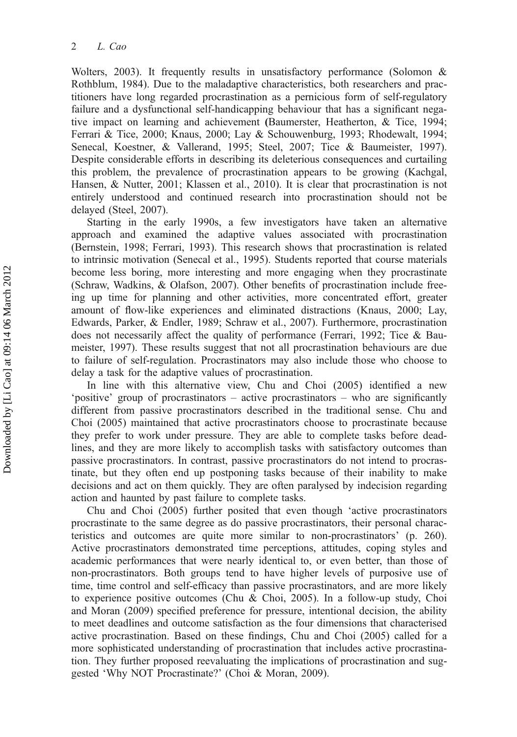Wolters, 2003). It frequently results in unsatisfactory performance (Solomon & Rothblum, 1984). Due to the maladaptive characteristics, both researchers and practitioners have long regarded procrastination as a pernicious form of self-regulatory failure and a dysfunctional self-handicapping behaviour that has a significant negative impact on learning and achievement (Baumerster, Heatherton, & Tice, 1994; Ferrari & Tice, 2000; Knaus, 2000; Lay & Schouwenburg, 1993; Rhodewalt, 1994; Senecal, Koestner, & Vallerand, 1995; Steel, 2007; Tice & Baumeister, 1997). Despite considerable efforts in describing its deleterious consequences and curtailing this problem, the prevalence of procrastination appears to be growing (Kachgal, Hansen, & Nutter, 2001; Klassen et al., 2010). It is clear that procrastination is not entirely understood and continued research into procrastination should not be delayed (Steel, 2007).

Starting in the early 1990s, a few investigators have taken an alternative approach and examined the adaptive values associated with procrastination (Bernstein, 1998; Ferrari, 1993). This research shows that procrastination is related to intrinsic motivation (Senecal et al., 1995). Students reported that course materials become less boring, more interesting and more engaging when they procrastinate (Schraw, Wadkins, & Olafson, 2007). Other benefits of procrastination include freeing up time for planning and other activities, more concentrated effort, greater amount of flow-like experiences and eliminated distractions (Knaus, 2000; Lay, Edwards, Parker, & Endler, 1989; Schraw et al., 2007). Furthermore, procrastination does not necessarily affect the quality of performance (Ferrari, 1992; Tice & Baumeister, 1997). These results suggest that not all procrastination behaviours are due to failure of self-regulation. Procrastinators may also include those who choose to delay a task for the adaptive values of procrastination.

In line with this alternative view, Chu and Choi (2005) identified a new 'positive' group of procrastinators – active procrastinators – who are significantly different from passive procrastinators described in the traditional sense. Chu and Choi (2005) maintained that active procrastinators choose to procrastinate because they prefer to work under pressure. They are able to complete tasks before deadlines, and they are more likely to accomplish tasks with satisfactory outcomes than passive procrastinators. In contrast, passive procrastinators do not intend to procrastinate, but they often end up postponing tasks because of their inability to make decisions and act on them quickly. They are often paralysed by indecision regarding action and haunted by past failure to complete tasks.

Chu and Choi (2005) further posited that even though 'active procrastinators procrastinate to the same degree as do passive procrastinators, their personal characteristics and outcomes are quite more similar to non-procrastinators' (p. 260). Active procrastinators demonstrated time perceptions, attitudes, coping styles and academic performances that were nearly identical to, or even better, than those of non-procrastinators. Both groups tend to have higher levels of purposive use of time, time control and self-efficacy than passive procrastinators, and are more likely to experience positive outcomes (Chu & Choi, 2005). In a follow-up study, Choi and Moran (2009) specified preference for pressure, intentional decision, the ability to meet deadlines and outcome satisfaction as the four dimensions that characterised active procrastination. Based on these findings, Chu and Choi (2005) called for a more sophisticated understanding of procrastination that includes active procrastination. They further proposed reevaluating the implications of procrastination and suggested 'Why NOT Procrastinate?' (Choi & Moran, 2009).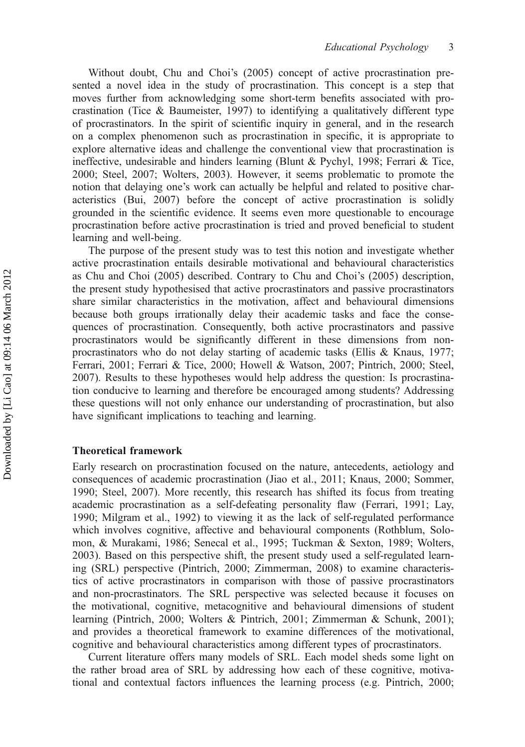Without doubt, Chu and Choi's (2005) concept of active procrastination presented a novel idea in the study of procrastination. This concept is a step that moves further from acknowledging some short-term benefits associated with procrastination (Tice & Baumeister, 1997) to identifying a qualitatively different type of procrastinators. In the spirit of scientific inquiry in general, and in the research on a complex phenomenon such as procrastination in specific, it is appropriate to explore alternative ideas and challenge the conventional view that procrastination is ineffective, undesirable and hinders learning (Blunt & Pychyl, 1998; Ferrari & Tice, 2000; Steel, 2007; Wolters, 2003). However, it seems problematic to promote the notion that delaying one's work can actually be helpful and related to positive characteristics (Bui, 2007) before the concept of active procrastination is solidly grounded in the scientific evidence. It seems even more questionable to encourage procrastination before active procrastination is tried and proved beneficial to student learning and well-being.

The purpose of the present study was to test this notion and investigate whether active procrastination entails desirable motivational and behavioural characteristics as Chu and Choi (2005) described. Contrary to Chu and Choi's (2005) description, the present study hypothesised that active procrastinators and passive procrastinators share similar characteristics in the motivation, affect and behavioural dimensions because both groups irrationally delay their academic tasks and face the consequences of procrastination. Consequently, both active procrastinators and passive procrastinators would be significantly different in these dimensions from non-procrastinators who do not delay starting of academic tasks (Ellis & Knaus, 1977; Ferrari, 2001; Ferrari & Tice, 2000; Howell & Watson, 2007; Pintrich, 2000; Steel, 2007). Results to these hypotheses would help address the question: Is procrastination conducive to learning and therefore be encouraged among students? Addressing these questions will not only enhance our understanding of procrastination, but also have significant implications to teaching and learning.

## Theoretical framework

Early research on procrastination focused on the nature, antecedents, aetiology and consequences of academic procrastination (Jiao et al., 2011; Knaus, 2000; Sommer, 1990; Steel, 2007). More recently, this research has shifted its focus from treating academic procrastination as a self-defeating personality flaw (Ferrari, 1991; Lay, 1990; Milgram et al., 1992) to viewing it as the lack of self-regulated performance which involves cognitive, affective and behavioural components (Rothblum, Solomon, & Murakami, 1986; Senecal et al., 1995; Tuckman & Sexton, 1989; Wolters, 2003). Based on this perspective shift, the present study used a self-regulated learning (SRL) perspective (Pintrich, 2000; Zimmerman, 2008) to examine characteristics of active procrastinators in comparison with those of passive procrastinators and non-procrastinators. The SRL perspective was selected because it focuses on the motivational, cognitive, metacognitive and behavioural dimensions of student learning (Pintrich, 2000; Wolters & Pintrich, 2001; Zimmerman & Schunk, 2001); and provides a theoretical framework to examine differences of the motivational, cognitive and behavioural characteristics among different types of procrastinators.

Current literature offers many models of SRL. Each model sheds some light on the rather broad area of SRL by addressing how each of these cognitive, motivational and contextual factors influences the learning process (e.g. Pintrich, 2000;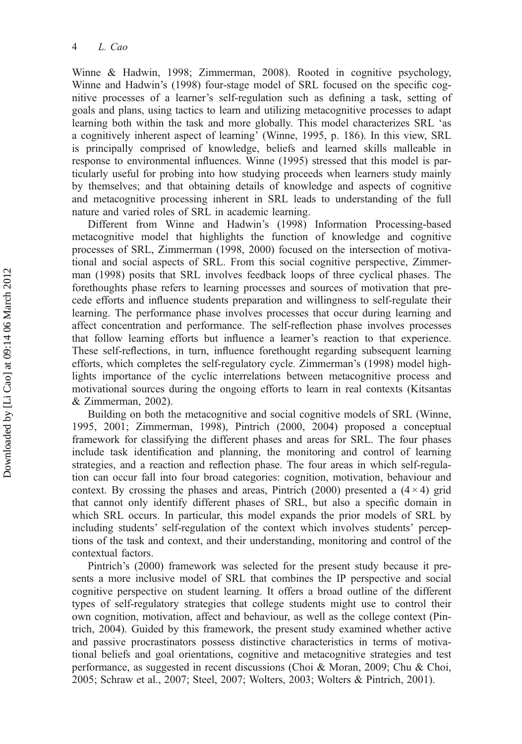Winne & Hadwin, 1998; Zimmerman, 2008). Rooted in cognitive psychology, Winne and Hadwin's (1998) four-stage model of SRL focused on the specific cognitive processes of a learner's self-regulation such as defining a task, setting of goals and plans, using tactics to learn and utilizing metacognitive processes to adapt learning both within the task and more globally. This model characterizes SRL 'as a cognitively inherent aspect of learning' (Winne, 1995, p. 186). In this view, SRL is principally comprised of knowledge, beliefs and learned skills malleable in response to environmental influences. Winne (1995) stressed that this model is particularly useful for probing into how studying proceeds when learners study mainly by themselves; and that obtaining details of knowledge and aspects of cognitive and metacognitive processing inherent in SRL leads to understanding of the full nature and varied roles of SRL in academic learning.

Different from Winne and Hadwin's (1998) Information Processing-based metacognitive model that highlights the function of knowledge and cognitive processes of SRL, Zimmerman (1998, 2000) focused on the intersection of motivational and social aspects of SRL. From this social cognitive perspective, Zimmerman (1998) posits that SRL involves feedback loops of three cyclical phases. The forethoughts phase refers to learning processes and sources of motivation that precede efforts and influence students preparation and willingness to self-regulate their learning. The performance phase involves processes that occur during learning and affect concentration and performance. The self-reflection phase involves processes that follow learning efforts but influence a learner's reaction to that experience. These self-reflections, in turn, influence forethought regarding subsequent learning efforts, which completes the self-regulatory cycle. Zimmerman's (1998) model highlights importance of the cyclic interrelations between metacognitive process and motivational sources during the ongoing efforts to learn in real contexts (Kitsantas & Zimmerman, 2002).

Building on both the metacognitive and social cognitive models of SRL (Winne, 1995, 2001; Zimmerman, 1998), Pintrich (2000, 2004) proposed a conceptual framework for classifying the different phases and areas for SRL. The four phases include task identification and planning, the monitoring and control of learning strategies, and a reaction and reflection phase. The four areas in which self-regulation can occur fall into four broad categories: cognition, motivation, behaviour and context. By crossing the phases and areas, Pintrich (2000) presented a $(4 \times 4)$ grid that cannot only identify different phases of SRL, but also a specific domain in which SRL occurs. In particular, this model expands the prior models of SRL by including students' self-regulation of the context which involves students' perceptions of the task and context, and their understanding, monitoring and control of the contextual factors.

Pintrich's (2000) framework was selected for the present study because it presents a more inclusive model of SRL that combines the IP perspective and social cognitive perspective on student learning. It offers a broad outline of the different types of self-regulatory strategies that college students might use to control their own cognition, motivation, affect and behaviour, as well as the college context (Pintrich, 2004). Guided by this framework, the present study examined whether active and passive procrastinators possess distinctive characteristics in terms of motivational beliefs and goal orientations, cognitive and metacognitive strategies and test performance, as suggested in recent discussions (Choi & Moran, 2009; Chu & Choi, 2005; Schraw et al., 2007; Steel, 2007; Wolters, 2003; Wolters & Pintrich, 2001).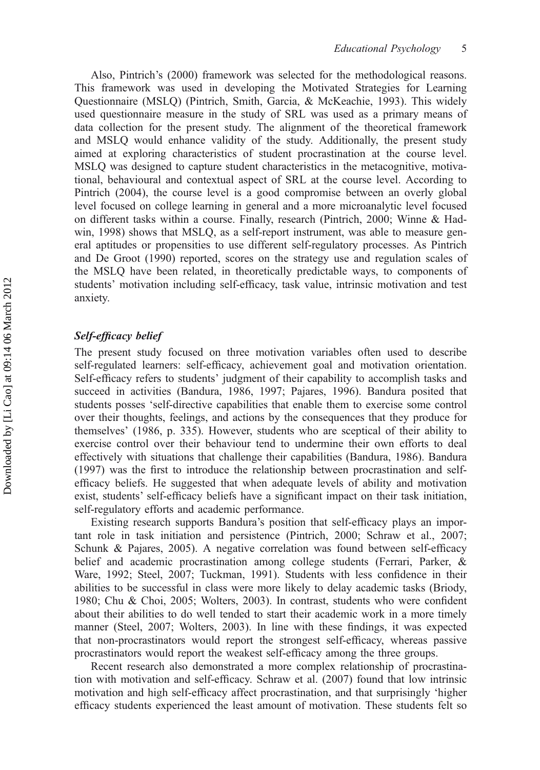Also, Pintrich's (2000) framework was selected for the methodological reasons. This framework was used in developing the Motivated Strategies for Learning Questionnaire (MSLQ) (Pintrich, Smith, Garcia, & McKeachie, 1993). This widely used questionnaire measure in the study of SRL was used as a primary means of data collection for the present study. The alignment of the theoretical framework and MSLQ would enhance validity of the study. Additionally, the present study aimed at exploring characteristics of student procrastination at the course level. MSLQ was designed to capture student characteristics in the metacognitive, motivational, behavioural and contextual aspect of SRL at the course level. According to Pintrich (2004), the course level is a good compromise between an overly global level focused on college learning in general and a more microanalytic level focused on different tasks within a course. Finally, research (Pintrich, 2000; Winne & Hadwin, 1998) shows that MSLQ, as a self-report instrument, was able to measure general aptitudes or propensities to use different self-regulatory processes. As Pintrich and De Groot (1990) reported, scores on the strategy use and regulation scales of the MSLQ have been related, in theoretically predictable ways, to components of students' motivation including self-efficacy, task value, intrinsic motivation and test anxiety.

### *Self-efficacy belief*

The present study focused on three motivation variables often used to describe self-regulated learners: self-efficacy, achievement goal and motivation orientation. Self-efficacy refers to students' judgment of their capability to accomplish tasks and succeed in activities (Bandura, 1986, 1997; Pajares, 1996). Bandura posited that students posses 'self-directive capabilities that enable them to exercise some control over their thoughts, feelings, and actions by the consequences that they produce for themselves' (1986, p. 335). However, students who are sceptical of their ability to exercise control over their behaviour tend to undermine their own efforts to deal effectively with situations that challenge their capabilities (Bandura, 1986). Bandura (1997) was the first to introduce the relationship between procrastination and self-efficacy beliefs. He suggested that when adequate levels of ability and motivation exist, students' self-efficacy beliefs have a significant impact on their task initiation, self-regulatory efforts and academic performance.

Existing research supports Bandura's position that self-efficacy plays an important role in task initiation and persistence (Pintrich, 2000; Schraw et al., 2007; Schunk & Pajares, 2005). A negative correlation was found between self-efficacy belief and academic procrastination among college students (Ferrari, Parker, & Ware, 1992; Steel, 2007; Tuckman, 1991). Students with less confidence in their abilities to be successful in class were more likely to delay academic tasks (Briody, 1980; Chu & Choi, 2005; Wolters, 2003). In contrast, students who were confident about their abilities to do well tended to start their academic work in a more timely manner (Steel, 2007; Wolters, 2003). In line with these findings, it was expected that non-procrastinators would report the strongest self-efficacy, whereas passive procrastinators would report the weakest self-efficacy among the three groups.

Recent research also demonstrated a more complex relationship of procrastination with motivation and self-efficacy. Schraw et al. (2007) found that low intrinsic motivation and high self-efficacy affect procrastination, and that surprisingly 'higher efficacy students experienced the least amount of motivation. These students felt so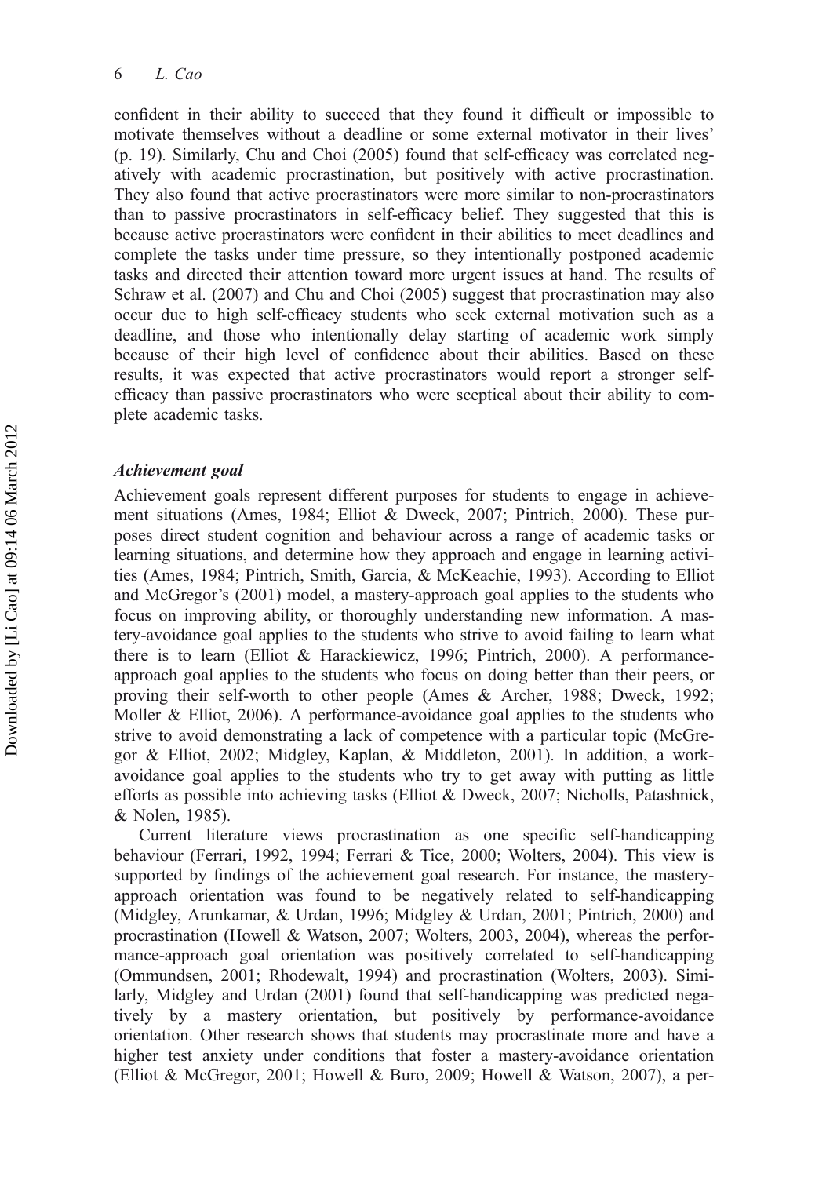confident in their ability to succeed that they found it difficult or impossible to motivate themselves without a deadline or some external motivator in their lives' (p. 19). Similarly, Chu and Choi (2005) found that self-efficacy was correlated negatively with academic procrastination, but positively with active procrastination. They also found that active procrastinators were more similar to non-procrastinators than to passive procrastinators in self-efficacy belief. They suggested that this is because active procrastinators were confident in their abilities to meet deadlines and complete the tasks under time pressure, so they intentionally postponed academic tasks and directed their attention toward more urgent issues at hand. The results of Schraw et al. (2007) and Chu and Choi (2005) suggest that procrastination may also occur due to high self-efficacy students who seek external motivation such as a deadline, and those who intentionally delay starting of academic work simply because of their high level of confidence about their abilities. Based on these results, it was expected that active procrastinators would report a stronger self-efficacy than passive procrastinators who were sceptical about their ability to complete academic tasks.

### *Achievement goal*

Achievement goals represent different purposes for students to engage in achievement situations (Ames, 1984; Elliot & Dweck, 2007; Pintrich, 2000). These purposes direct student cognition and behaviour across a range of academic tasks or learning situations, and determine how they approach and engage in learning activities (Ames, 1984; Pintrich, Smith, Garcia, & McKeachie, 1993). According to Elliot and McGregor's (2001) model, a mastery-approach goal applies to the students who focus on improving ability, or thoroughly understanding new information. A mastery-avoidance goal applies to the students who strive to avoid failing to learn what there is to learn (Elliot & Harackiewicz, 1996; Pintrich, 2000). A performance-approach goal applies to the students who focus on doing better than their peers, or proving their self-worth to other people (Ames & Archer, 1988; Dweck, 1992; Moller & Elliot, 2006). A performance-avoidance goal applies to the students who strive to avoid demonstrating a lack of competence with a particular topic (McGregor & Elliot, 2002; Midgley, Kaplan, & Middleton, 2001). In addition, a work-avoidance goal applies to the students who try to get away with putting as little efforts as possible into achieving tasks (Elliot & Dweck, 2007; Nicholls, Patashnick, & Nolen, 1985).

Current literature views procrastination as one specific self-handicapping behaviour (Ferrari, 1992, 1994; Ferrari & Tice, 2000; Wolters, 2004). This view is supported by findings of the achievement goal research. For instance, the mastery-approach orientation was found to be negatively related to self-handicapping (Midgley, Arunkamar, & Urdan, 1996; Midgley & Urdan, 2001; Pintrich, 2000) and procrastination (Howell & Watson, 2007; Wolters, 2003, 2004), whereas the performance-approach goal orientation was positively correlated to self-handicapping (Ommundsen, 2001; Rhodewalt, 1994) and procrastination (Wolters, 2003). Similarly, Midgley and Urdan (2001) found that self-handicapping was predicted negatively by a mastery orientation, but positively by performance-avoidance orientation. Other research shows that students may procrastinate more and have a higher test anxiety under conditions that foster a mastery-avoidance orientation (Elliot & McGregor, 2001; Howell & Buro, 2009; Howell & Watson, 2007), a per-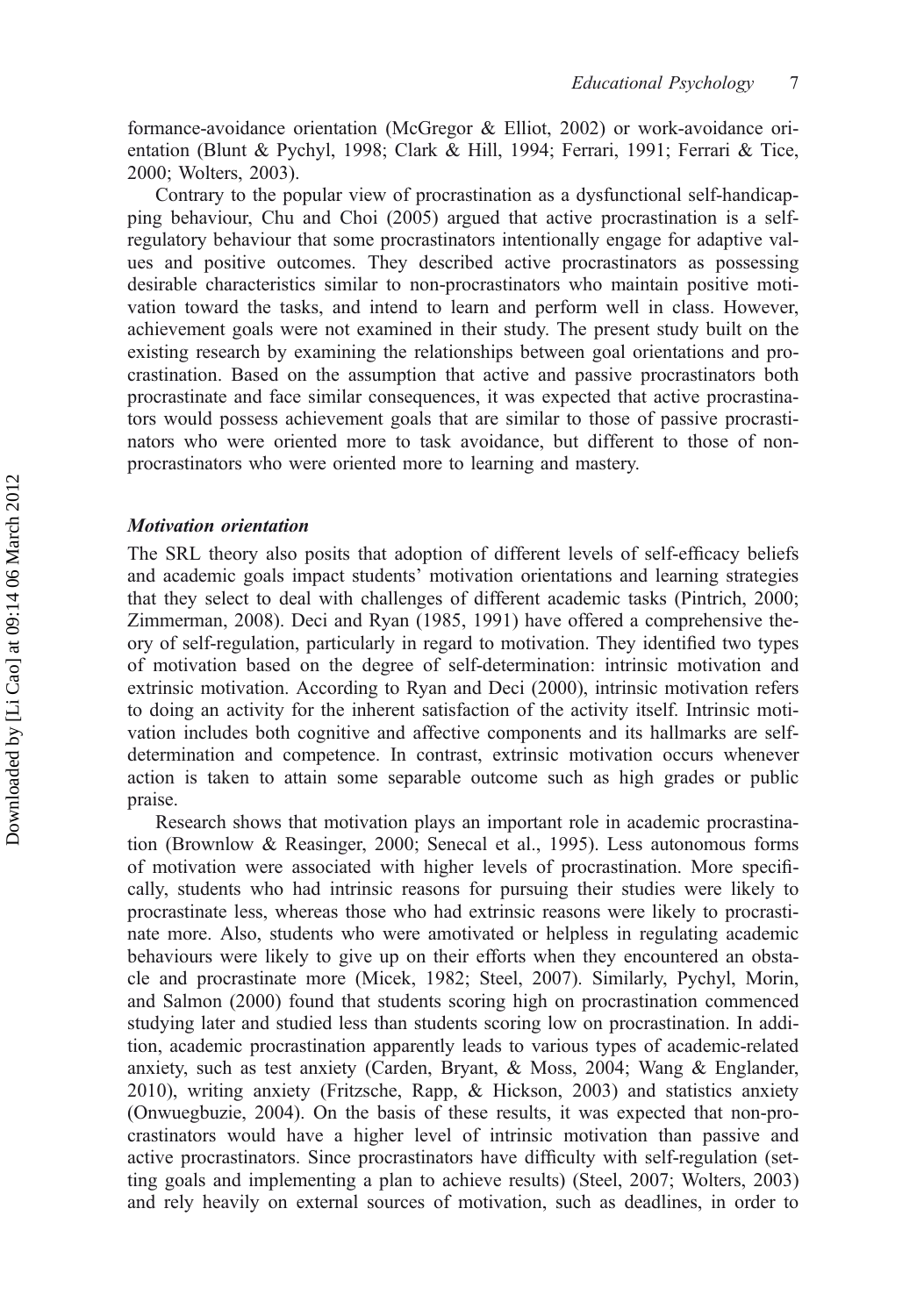formance-avoidance orientation (McGregor & Elliot, 2002) or work-avoidance orientation (Blunt & Pychyl, 1998; Clark & Hill, 1994; Ferrari, 1991; Ferrari & Tice, 2000; Wolters, 2003).

Contrary to the popular view of procrastination as a dysfunctional self-handicapping behaviour, Chu and Choi (2005) argued that active procrastination is a self-regulatory behaviour that some procrastinators intentionally engage for adaptive values and positive outcomes. They described active procrastinators as possessing desirable characteristics similar to non-procrastinators who maintain positive motivation toward the tasks, and intend to learn and perform well in class. However, achievement goals were not examined in their study. The present study built on the existing research by examining the relationships between goal orientations and procrastination. Based on the assumption that active and passive procrastinators both procrastinate and face similar consequences, it was expected that active procrastinators would possess achievement goals that are similar to those of passive procrastinators who were oriented more to task avoidance, but different to those of non-procrastinators who were oriented more to learning and mastery.

### *Motivation orientation*

The SRL theory also posits that adoption of different levels of self-efficacy beliefs and academic goals impact students' motivation orientations and learning strategies that they select to deal with challenges of different academic tasks (Pintrich, 2000; Zimmerman, 2008). Deci and Ryan (1985, 1991) have offered a comprehensive theory of self-regulation, particularly in regard to motivation. They identified two types of motivation based on the degree of self-determination: intrinsic motivation and extrinsic motivation. According to Ryan and Deci (2000), intrinsic motivation refers to doing an activity for the inherent satisfaction of the activity itself. Intrinsic motivation includes both cognitive and affective components and its hallmarks are self-determination and competence. In contrast, extrinsic motivation occurs whenever action is taken to attain some separable outcome such as high grades or public praise.

Research shows that motivation plays an important role in academic procrastination (Brownlow & Reasinger, 2000; Senecal et al., 1995). Less autonomous forms of motivation were associated with higher levels of procrastination. More specifically, students who had intrinsic reasons for pursuing their studies were likely to procrastinate less, whereas those who had extrinsic reasons were likely to procrastinate more. Also, students who were amotivated or helpless in regulating academic behaviours were likely to give up on their efforts when they encountered an obstacle and procrastinate more (Micek, 1982; Steel, 2007). Similarly, Pychyl, Morin, and Salmon (2000) found that students scoring high on procrastination commenced studying later and studied less than students scoring low on procrastination. In addition, academic procrastination apparently leads to various types of academic-related anxiety, such as test anxiety (Carden, Bryant, & Moss, 2004; Wang & Englander, 2010), writing anxiety (Fritzsche, Rapp, & Hickson, 2003) and statistics anxiety (Onwuegbuzie, 2004). On the basis of these results, it was expected that non-procrastinators would have a higher level of intrinsic motivation than passive and active procrastinators. Since procrastinators have difficulty with self-regulation (setting goals and implementing a plan to achieve results) (Steel, 2007; Wolters, 2003) and rely heavily on external sources of motivation, such as deadlines, in order to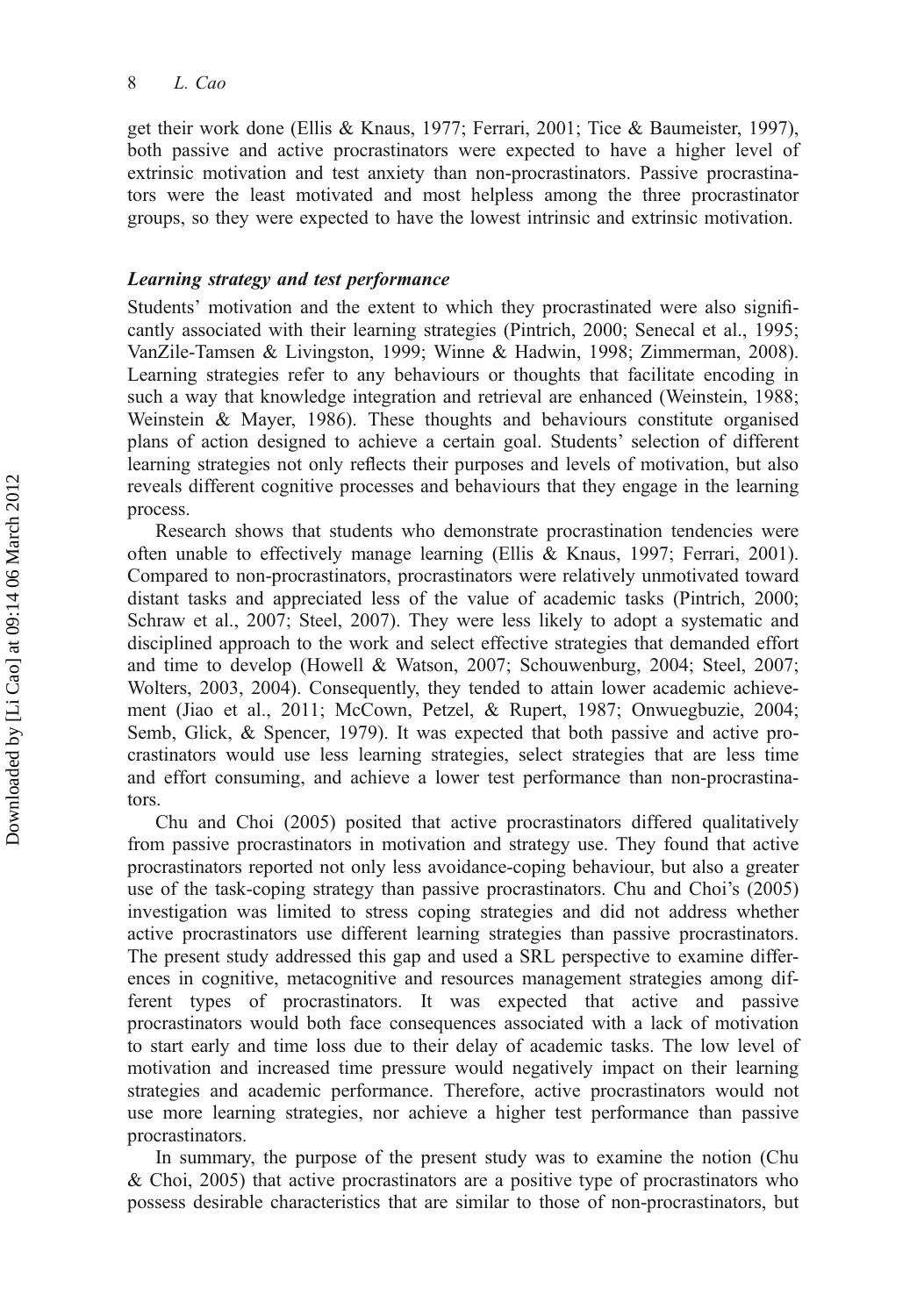get their work done (Ellis & Knaus, 1977; Ferrari, 2001; Tice & Baumeister, 1997), both passive and active procrastinators were expected to have a higher level of extrinsic motivation and test anxiety than non-procrastinators. Passive procrastinators were the least motivated and most helpless among the three procrastinator groups, so they were expected to have the lowest intrinsic and extrinsic motivation.

### *Learning strategy and test performance*

Students' motivation and the extent to which they procrastinated were also significantly associated with their learning strategies (Pintrich, 2000; Senecal et al., 1995; VanZile-Tamsen & Livingston, 1999; Winne & Hadwin, 1998; Zimmerman, 2008). Learning strategies refer to any behaviours or thoughts that facilitate encoding in such a way that knowledge integration and retrieval are enhanced (Weinstein, 1988; Weinstein & Mayer, 1986). These thoughts and behaviours constitute organised plans of action designed to achieve a certain goal. Students' selection of different learning strategies not only reflects their purposes and levels of motivation, but also reveals different cognitive processes and behaviours that they engage in the learning process.

Research shows that students who demonstrate procrastination tendencies were often unable to effectively manage learning (Ellis & Knaus, 1997; Ferrari, 2001). Compared to non-procrastinators, procrastinators were relatively unmotivated toward distant tasks and appreciated less of the value of academic tasks (Pintrich, 2000; Schraw et al., 2007; Steel, 2007). They were less likely to adopt a systematic and disciplined approach to the work and select effective strategies that demanded effort and time to develop (Howell & Watson, 2007; Schouwenburg, 2004; Steel, 2007; Wolters, 2003, 2004). Consequently, they tended to attain lower academic achievement (Jiao et al., 2011; McCown, Petzel, & Rupert, 1987; Onwuegbuzie, 2004; Semb, Glick, & Spencer, 1979). It was expected that both passive and active procrastinators would use less learning strategies, select strategies that are less time and effort consuming, and achieve a lower test performance than non-procrastinators.

Chu and Choi (2005) posited that active procrastinators differed qualitatively from passive procrastinators in motivation and strategy use. They found that active procrastinators reported not only less avoidance-coping behaviour, but also a greater use of the task-coping strategy than passive procrastinators. Chu and Choi's (2005) investigation was limited to stress coping strategies and did not address whether active procrastinators use different learning strategies than passive procrastinators. The present study addressed this gap and used a SRL perspective to examine differences in cognitive, metacognitive and resources management strategies among different types of procrastinators. It was expected that active and passive procrastinators would both face consequences associated with a lack of motivation to start early and time loss due to their delay of academic tasks. The low level of motivation and increased time pressure would negatively impact on their learning strategies and academic performance. Therefore, active procrastinators would not use more learning strategies, nor achieve a higher test performance than passive procrastinators.

In summary, the purpose of the present study was to examine the notion (Chu & Choi, 2005) that active procrastinators are a positive type of procrastinators who possess desirable characteristics that are similar to those of non-procrastinators, but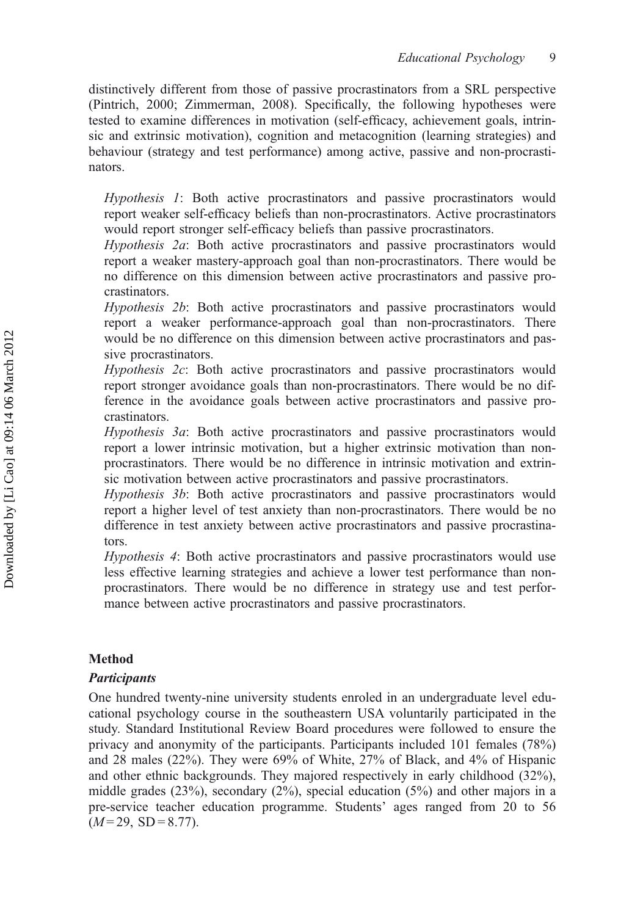distinctively different from those of passive procrastinators from a SRL perspective (Pintrich, 2000; Zimmerman, 2008). Specifically, the following hypotheses were tested to examine differences in motivation (self-efficacy, achievement goals, intrinsic and extrinsic motivation), cognition and metacognition (learning strategies) and behaviour (strategy and test performance) among active, passive and non-procrastinators.

*Hypothesis 1*: Both active procrastinators and passive procrastinators would report weaker self-efficacy beliefs than non-procrastinators. Active procrastinators would report stronger self-efficacy beliefs than passive procrastinators.

*Hypothesis 2a*: Both active procrastinators and passive procrastinators would report a weaker mastery-approach goal than non-procrastinators. There would be no difference on this dimension between active procrastinators and passive procrastinators.

*Hypothesis 2b*: Both active procrastinators and passive procrastinators would report a weaker performance-approach goal than non-procrastinators. There would be no difference on this dimension between active procrastinators and passive procrastinators.

*Hypothesis 2c*: Both active procrastinators and passive procrastinators would report stronger avoidance goals than non-procrastinators. There would be no difference in the avoidance goals between active procrastinators and passive procrastinators.

*Hypothesis 3a*: Both active procrastinators and passive procrastinators would report a lower intrinsic motivation, but a higher extrinsic motivation than non-procrastinators. There would be no difference in intrinsic motivation and extrinsic motivation between active procrastinators and passive procrastinators.

*Hypothesis 3b*: Both active procrastinators and passive procrastinators would report a higher level of test anxiety than non-procrastinators. There would be no difference in test anxiety between active procrastinators and passive procrastinators.

*Hypothesis 4*: Both active procrastinators and passive procrastinators would use less effective learning strategies and achieve a lower test performance than non-procrastinators. There would be no difference in strategy use and test performance between active procrastinators and passive procrastinators.

## Method

### *Participants*

One hundred twenty-nine university students enroled in an undergraduate level educational psychology course in the southeastern USA voluntarily participated in the study. Standard Institutional Review Board procedures were followed to ensure the privacy and anonymity of the participants. Participants included 101 females (78%) and 28 males (22%). They were 69% of White, 27% of Black, and 4% of Hispanic and other ethnic backgrounds. They majored respectively in early childhood (32%), middle grades (23%), secondary (2%), special education (5%) and other majors in a pre-service teacher education programme. Students' ages ranged from 20 to 56 ($M = 29$, $SD = 8.77$).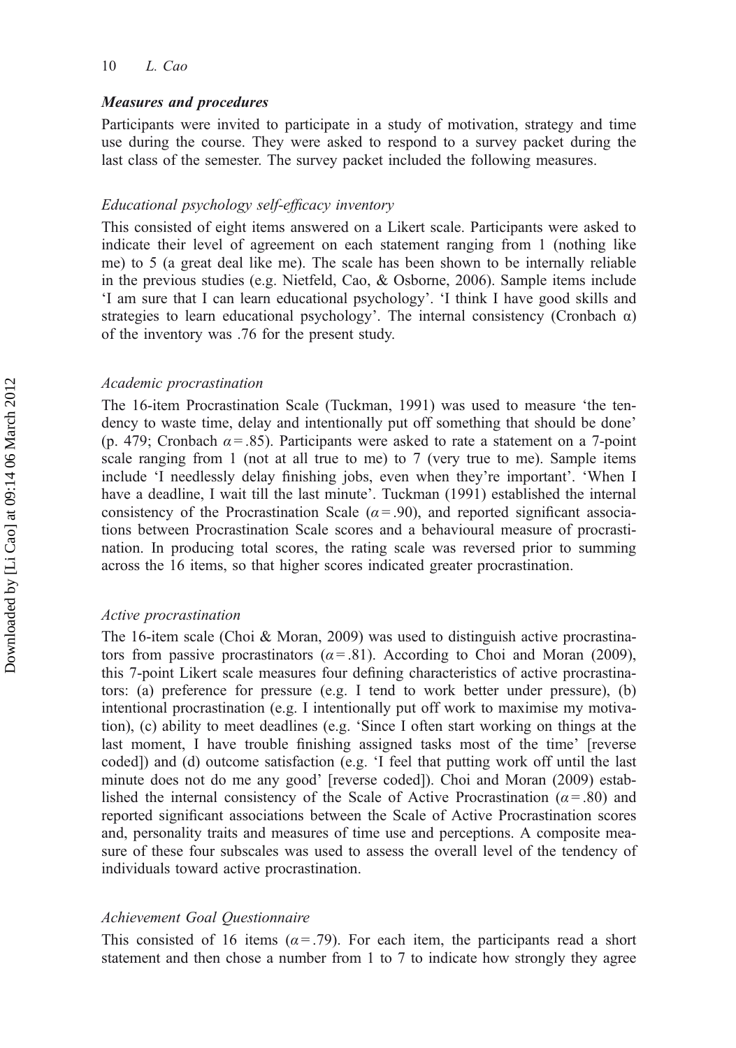### *Measures and procedures*

Participants were invited to participate in a study of motivation, strategy and time use during the course. They were asked to respond to a survey packet during the last class of the semester. The survey packet included the following measures.

#### *Educational psychology self-efficacy inventory*

This consisted of eight items answered on a Likert scale. Participants were asked to indicate their level of agreement on each statement ranging from 1 (nothing like me) to 5 (a great deal like me). The scale has been shown to be internally reliable in the previous studies (e.g. Nietfeld, Cao, & Osborne, 2006). Sample items include 'I am sure that I can learn educational psychology'. 'I think I have good skills and strategies to learn educational psychology'. The internal consistency (Cronbach α) of the inventory was .76 for the present study.

#### *Academic procrastination*

The 16-item Procrastination Scale (Tuckman, 1991) was used to measure 'the tendency to waste time, delay and intentionally put off something that should be done' (p. 479; Cronbach $\alpha = .85$). Participants were asked to rate a statement on a 7-point scale ranging from 1 (not at all true to me) to 7 (very true to me). Sample items include 'I needlessly delay finishing jobs, even when they're important'. 'When I have a deadline, I wait till the last minute'. Tuckman (1991) established the internal consistency of the Procrastination Scale ($\alpha = .90$), and reported significant associations between Procrastination Scale scores and a behavioural measure of procrastination. In producing total scores, the rating scale was reversed prior to summing across the 16 items, so that higher scores indicated greater procrastination.

#### *Active procrastination*

The 16-item scale (Choi & Moran, 2009) was used to distinguish active procrastinators from passive procrastinators ($\alpha = .81$). According to Choi and Moran (2009), this 7-point Likert scale measures four defining characteristics of active procrastinators: (a) preference for pressure (e.g. I tend to work better under pressure), (b) intentional procrastination (e.g. I intentionally put off work to maximise my motivation), (c) ability to meet deadlines (e.g. 'Since I often start working on things at the last moment, I have trouble finishing assigned tasks most of the time' [reverse coded]) and (d) outcome satisfaction (e.g. 'I feel that putting work off until the last minute does not do me any good' [reverse coded]). Choi and Moran (2009) established the internal consistency of the Scale of Active Procrastination ($\alpha = .80$) and reported significant associations between the Scale of Active Procrastination scores and, personality traits and measures of time use and perceptions. A composite measure of these four subscales was used to assess the overall level of the tendency of individuals toward active procrastination.

#### *Achievement Goal Questionnaire*

This consisted of 16 items ($\alpha = .79$). For each item, the participants read a short statement and then chose a number from 1 to 7 to indicate how strongly they agree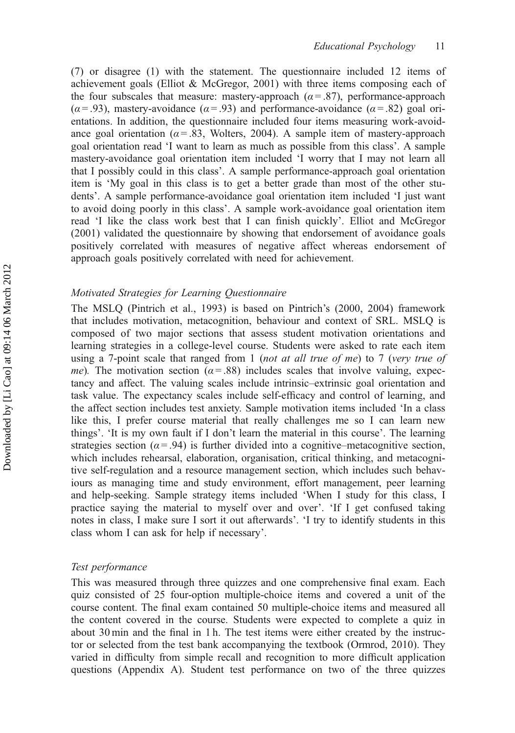(7) or disagree (1) with the statement. The questionnaire included 12 items of achievement goals (Elliot & McGregor, 2001) with three items composing each of the four subscales that measure: mastery-approach ($\alpha = .87$), performance-approach ($\alpha = .93$), mastery-avoidance ($\alpha = .93$) and performance-avoidance ($\alpha = .82$) goal orientations. In addition, the questionnaire included four items measuring work-avoidance goal orientation ($\alpha = .83$, Wolters, 2004). A sample item of mastery-approach goal orientation read 'I want to learn as much as possible from this class'. A sample mastery-avoidance goal orientation item included 'I worry that I may not learn all that I possibly could in this class'. A sample performance-approach goal orientation item is 'My goal in this class is to get a better grade than most of the other students'. A sample performance-avoidance goal orientation item included 'I just want to avoid doing poorly in this class'. A sample work-avoidance goal orientation item read 'I like the class work best that I can finish quickly'. Elliot and McGregor (2001) validated the questionnaire by showing that endorsement of avoidance goals positively correlated with measures of negative affect whereas endorsement of approach goals positively correlated with need for achievement.

### *Motivated Strategies for Learning Questionnaire*

The MSLQ (Pintrich et al., 1993) is based on Pintrich's (2000, 2004) framework that includes motivation, metacognition, behaviour and context of SRL. MSLQ is composed of two major sections that assess student motivation orientations and learning strategies in a college-level course. Students were asked to rate each item using a 7-point scale that ranged from 1 (*not at all true of me*) to 7 (*very true of me*). The motivation section ($\alpha = .88$) includes scales that involve valuing, expectancy and affect. The valuing scales include intrinsic–extrinsic goal orientation and task value. The expectancy scales include self-efficacy and control of learning, and the affect section includes test anxiety. Sample motivation items included 'In a class like this, I prefer course material that really challenges me so I can learn new things'. 'It is my own fault if I don't learn the material in this course'. The learning strategies section ($\alpha = .94$) is further divided into a cognitive–metacognitive section, which includes rehearsal, elaboration, organisation, critical thinking, and metacognitive self-regulation and a resource management section, which includes such behaviours as managing time and study environment, effort management, peer learning and help-seeking. Sample strategy items included 'When I study for this class, I practice saying the material to myself over and over'. 'If I get confused taking notes in class, I make sure I sort it out afterwards'. 'I try to identify students in this class whom I can ask for help if necessary'.

### *Test performance*

This was measured through three quizzes and one comprehensive final exam. Each quiz consisted of 25 four-option multiple-choice items and covered a unit of the course content. The final exam contained 50 multiple-choice items and measured all the content covered in the course. Students were expected to complete a quiz in about 30 min and the final in 1 h. The test items were either created by the instructor or selected from the test bank accompanying the textbook (Ormrod, 2010). They varied in difficulty from simple recall and recognition to more difficult application questions (Appendix A). Student test performance on two of the three quizzes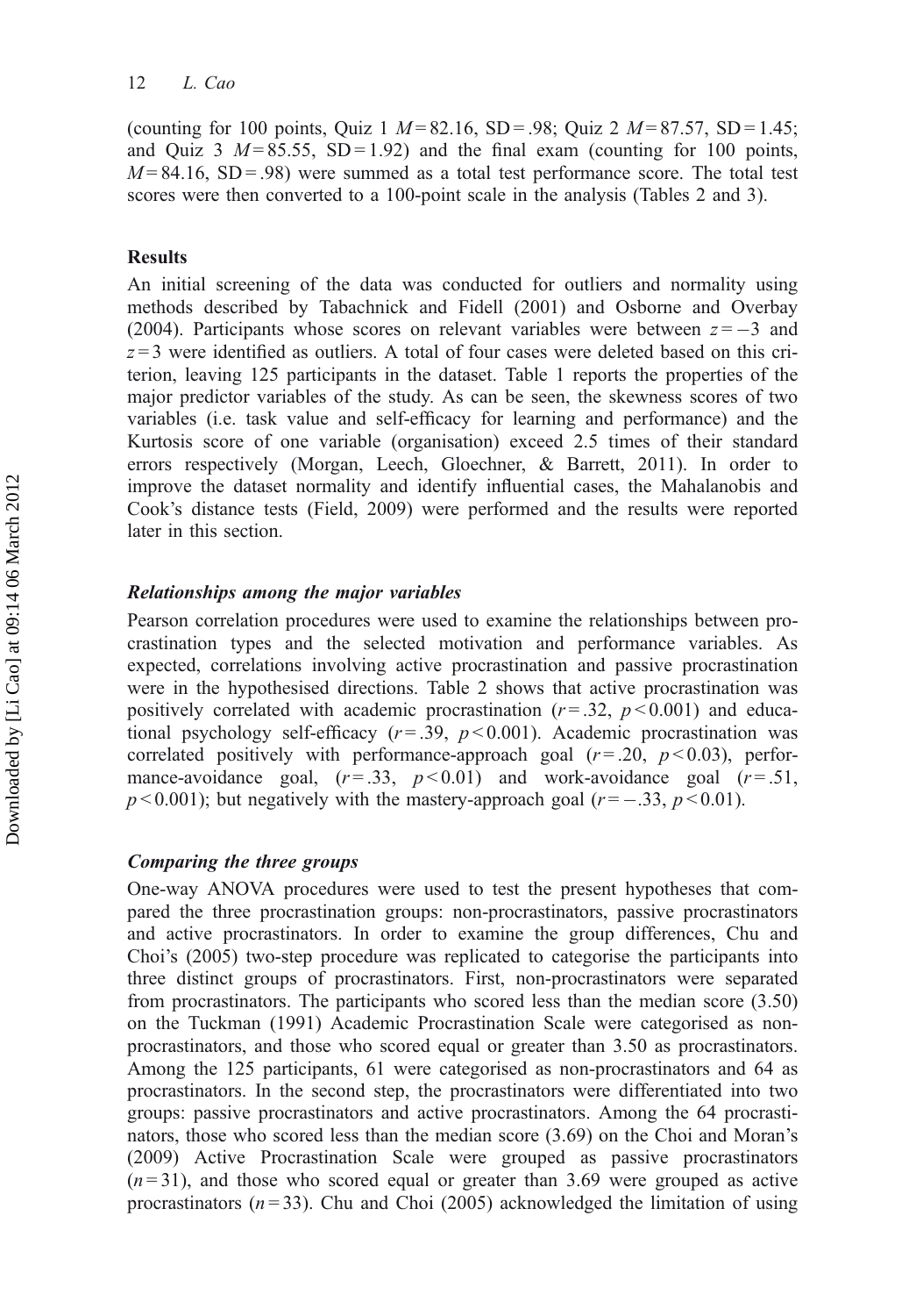(counting for 100 points, Quiz 1 $M = 82.16$, SD = .98; Quiz 2 $M = 87.57$, SD = 1.45; and Quiz 3 $M = 85.55$, SD = 1.92) and the final exam (counting for 100 points, $M = 84.16$, SD = .98) were summed as a total test performance score. The total test scores were then converted to a 100-point scale in the analysis (Tables 2 and 3).

## Results

An initial screening of the data was conducted for outliers and normality using methods described by Tabachnick and Fidell (2001) and Osborne and Overbay (2004). Participants whose scores on relevant variables were between $z = -3$ and $z = 3$ were identified as outliers. A total of four cases were deleted based on this criterion, leaving 125 participants in the dataset. Table 1 reports the properties of the major predictor variables of the study. As can be seen, the skewness scores of two variables (i.e. task value and self-efficacy for learning and performance) and the Kurtosis score of one variable (organisation) exceed 2.5 times of their standard errors respectively (Morgan, Leech, Gloechner, & Barrett, 2011). In order to improve the dataset normality and identify influential cases, the Mahalanobis and Cook's distance tests (Field, 2009) were performed and the results were reported later in this section.

### *Relationships among the major variables*

Pearson correlation procedures were used to examine the relationships between procrastination types and the selected motivation and performance variables. As expected, correlations involving active procrastination and passive procrastination were in the hypothesised directions. Table 2 shows that active procrastination was positively correlated with academic procrastination ($r = .32$, $p < 0.001$) and educational psychology self-efficacy ($r = .39$, $p < 0.001$). Academic procrastination was correlated positively with performance-approach goal ($r = .20$, $p < 0.03$), performance-avoidance goal, ($r = .33$, $p < 0.01$) and work-avoidance goal ($r = .51$, $p < 0.001$); but negatively with the mastery-approach goal ($r = -.33$, $p < 0.01$).

### *Comparing the three groups*

One-way ANOVA procedures were used to test the present hypotheses that compared the three procrastination groups: non-procrastinators, passive procrastinators and active procrastinators. In order to examine the group differences, Chu and Choi's (2005) two-step procedure was replicated to categorise the participants into three distinct groups of procrastinators. First, non-procrastinators were separated from procrastinators. The participants who scored less than the median score (3.50) on the Tuckman (1991) Academic Procrastination Scale were categorised as non-procrastinators, and those who scored equal or greater than 3.50 as procrastinators. Among the 125 participants, 61 were categorised as non-procrastinators and 64 as procrastinators. In the second step, the procrastinators were differentiated into two groups: passive procrastinators and active procrastinators. Among the 64 procrastinators, those who scored less than the median score (3.69) on the Choi and Moran's (2009) Active Procrastination Scale were grouped as passive procrastinators ($n = 31$), and those who scored equal or greater than 3.69 were grouped as active procrastinators ($n = 33$). Chu and Choi (2005) acknowledged the limitation of using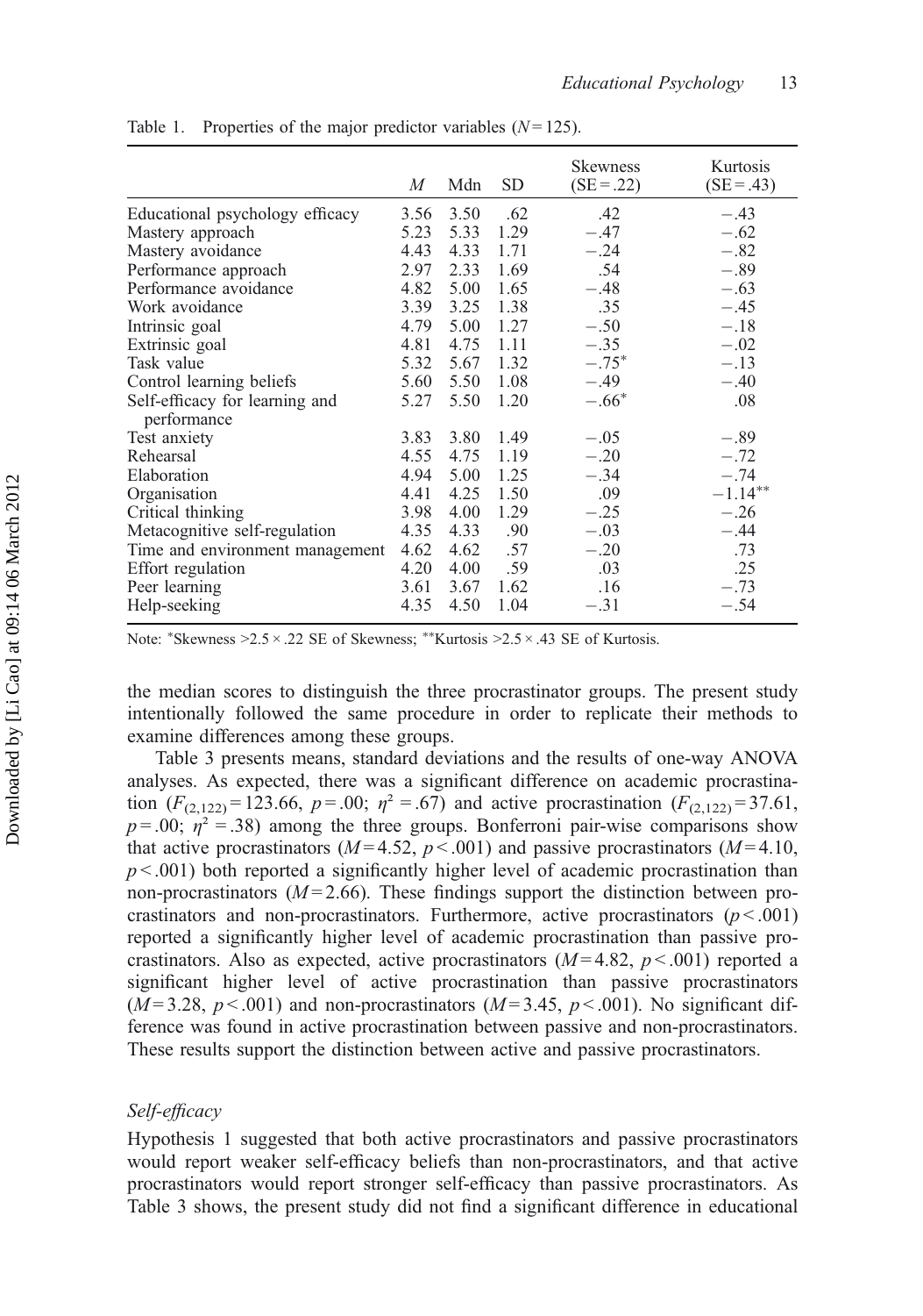Table 1. Properties of the major predictor variables ($N = 125$).

| | $M$ | Mdn | SD | Skewness (SE = .22) | Kurtosis (SE = .43) |
|---|---|---|---|---|---|
| Educational psychology efficacy | 3.56 | 3.50 | .62 | .42 | −.43 |
| Mastery approach | 5.23 | 5.33 | 1.29 | −.47 | −.62 |
| Mastery avoidance | 4.43 | 4.33 | 1.71 | −.24 | −.82 |
| Performance approach | 2.97 | 2.33 | 1.69 | .54 | −.89 |
| Performance avoidance | 4.82 | 5.00 | 1.65 | −.48 | −.63 |
| Work avoidance | 3.39 | 3.25 | 1.38 | .35 | −.45 |
| Intrinsic goal | 4.79 | 5.00 | 1.27 | −.50 | −.18 |
| Extrinsic goal | 4.81 | 4.75 | 1.11 | −.35 | −.02 |
| Task value | 5.32 | 5.67 | 1.32 | −.75* | −.13 |
| Control learning beliefs | 5.60 | 5.50 | 1.08 | −.49 | −.40 |
| Self-efficacy for learning and performance | 5.27 | 5.50 | 1.20 | −.66* | .08 |
| Test anxiety | 3.83 | 3.80 | 1.49 | −.05 | −.89 |
| Rehearsal | 4.55 | 4.75 | 1.19 | −.20 | −.72 |
| Elaboration | 4.94 | 5.00 | 1.25 | −.34 | −.74 |
| Organisation | 4.41 | 4.25 | 1.50 | .09 | −1.14** |
| Critical thinking | 3.98 | 4.00 | 1.29 | −.25 | −.26 |
| Metacognitive self-regulation | 4.35 | 4.33 | .90 | −.03 | −.44 |
| Time and environment management | 4.62 | 4.62 | .57 | −.20 | .73 |
| Effort regulation | 4.20 | 4.00 | .59 | .03 | .25 |
| Peer learning | 3.61 | 3.67 | 1.62 | .16 | −.73 |
| Help-seeking | 4.35 | 4.50 | 1.04 | −.31 | −.54 |

Note: *Skewness >2.5 × .22 SE of Skewness; **Kurtosis >2.5 × .43 SE of Kurtosis.

the median scores to distinguish the three procrastinator groups. The present study intentionally followed the same procedure in order to replicate their methods to examine differences among these groups.

Table 3 presents means, standard deviations and the results of one-way ANOVA analyses. As expected, there was a significant difference on academic procrastination ($F_{(2,122)} = 123.66$, $p = .00$; $\eta^2 = .67$) and active procrastination ($F_{(2,122)} = 37.61$, $p = .00$; $\eta^2 = .38$) among the three groups. Bonferroni pair-wise comparisons show that active procrastinators ($M = 4.52$, $p < .001$) and passive procrastinators ($M = 4.10$, $p < .001$) both reported a significantly higher level of academic procrastination than non-procrastinators ($M = 2.66$). These findings support the distinction between procrastinators and non-procrastinators. Furthermore, active procrastinators ($p < .001$) reported a significantly higher level of academic procrastination than passive procrastinators. Also as expected, active procrastinators ($M = 4.82$, $p < .001$) reported a significant higher level of active procrastination than passive procrastinators ($M = 3.28$, $p < .001$) and non-procrastinators ($M = 3.45$, $p < .001$). No significant difference was found in active procrastination between passive and non-procrastinators. These results support the distinction between active and passive procrastinators.

### *Self-efficacy*

Hypothesis 1 suggested that both active procrastinators and passive procrastinators would report weaker self-efficacy beliefs than non-procrastinators, and that active procrastinators would report stronger self-efficacy than passive procrastinators. As Table 3 shows, the present study did not find a significant difference in educational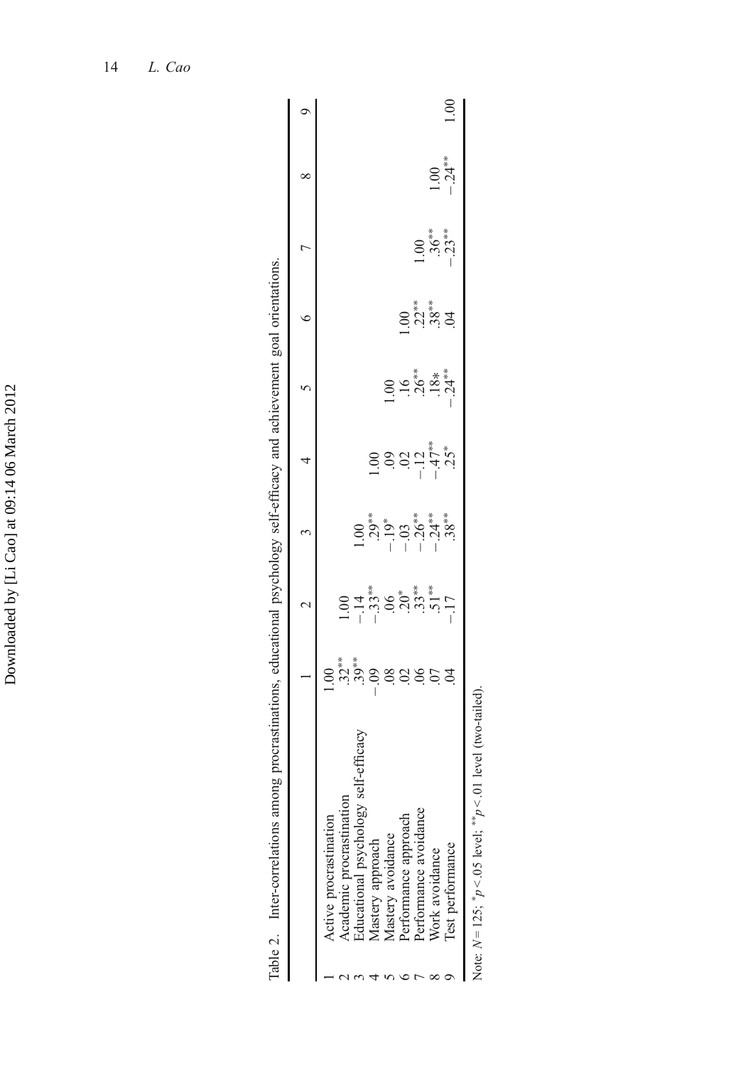Table 2. Inter-correlations among procrastinations, educational psychology self-efficacy and achievement goal orientations.

| | | 1 | 2 | 3 | 4 | 5 | 6 | 7 | 8 | 9 |
|---|---|---|---|---|---|---|---|---|---|---|
| 1 | Active procrastination | 1.00 | | | | | | | | |
| 2 | Academic procrastination | .32** | 1.00 | | | | | | | |
| 3 | Educational psychology self-efficacy | .39** | −.14 | 1.00 | | | | | | |
| 4 | Mastery approach | −.09 | −.33** | .29** | 1.00 | | | | | |
| 5 | Mastery avoidance | .08 | .06 | −.19* | .09 | 1.00 | | | | |
| 6 | Performance approach | .02 | .20* | −.03 | .02 | .16 | 1.00 | | | |
| 7 | Performance avoidance | .06 | .33** | −.26** | −.12 | .26** | .22** | 1.00 | | |
| 8 | Work avoidance | .07 | .51** | −.24** | −.47** | .18* | .38** | .36** | 1.00 | |
| 9 | Test performance | .04 | −.17 | .38** | .25* | −.24** | .04 | −.23** | −.24** | 1.00 |

Note: $N = 125$; *$p < .05$ level; **$p < .01$ level (two-tailed).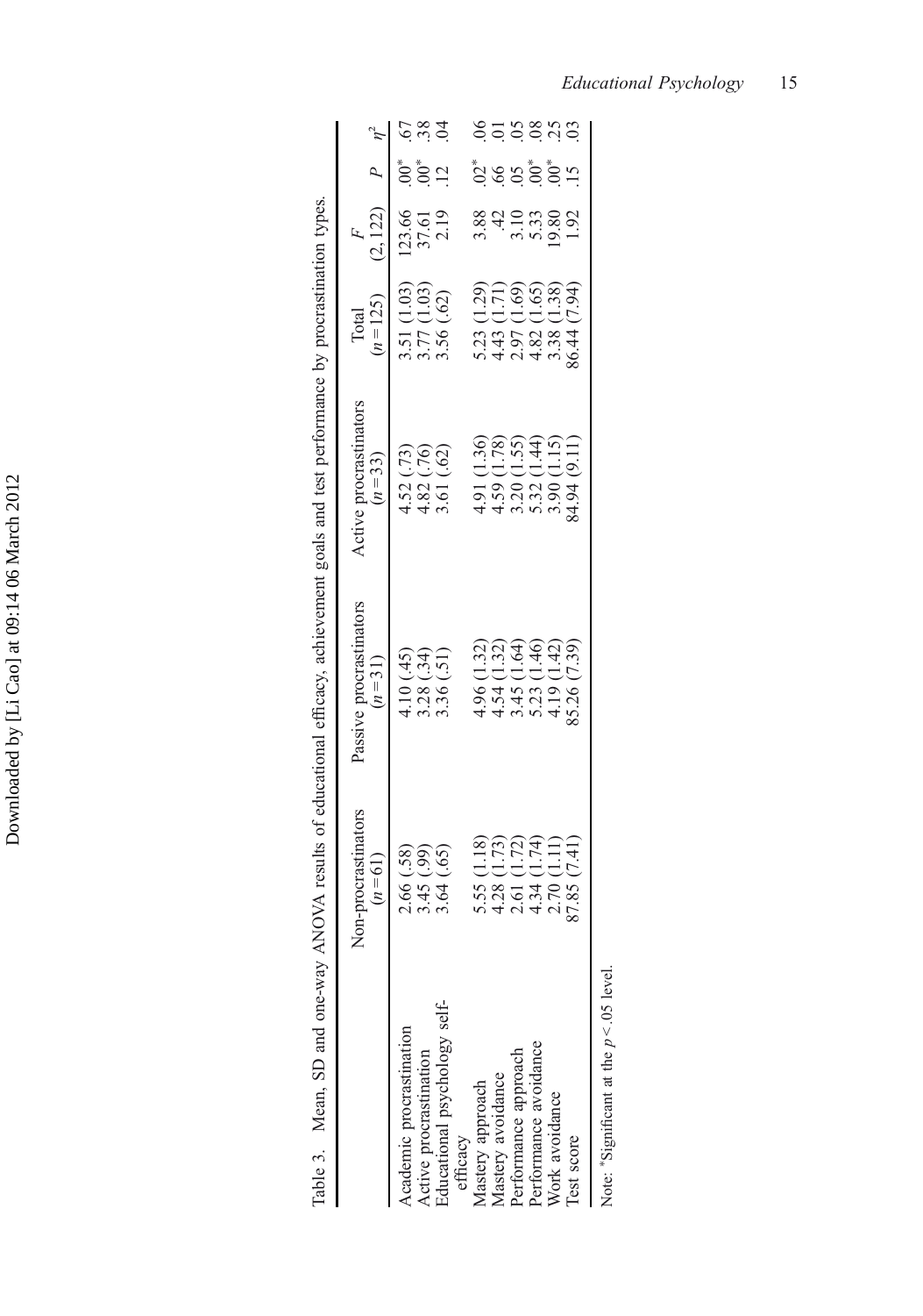Table 3. Mean, SD and one-way ANOVA results of educational efficacy, achievement goals and test performance by procrastination types.

| | Non-procrastinators ($n = 61$) | Passive procrastinators ($n = 31$) | Active procrastinators ($n = 33$) | Total ($n = 125$) | $F$ (2, 122) | $P$ | $\eta^2$ |
|---|---|---|---|---|---|---|---|
| Academic procrastination | 2.66 (.58) | 4.10 (.45) | 4.52 (.73) | 3.51 (1.03) | 123.66 | .00* | .67 |
| Active procrastination | 3.45 (.99) | 3.28 (.34) | 4.82 (.76) | 3.77 (1.03) | 37.61 | .00* | .38 |
| Educational psychology self-efficacy | 3.64 (.65) | 3.36 (.51) | 3.61 (.62) | 3.56 (.62) | 2.19 | .12 | .04 |
| Mastery approach | 5.55 (1.18) | 4.96 (1.32) | 4.91 (1.36) | 5.23 (1.29) | 3.88 | .02* | .06 |
| Mastery avoidance | 4.28 (1.73) | 4.54 (1.32) | 4.59 (1.78) | 4.43 (1.71) | .42 | .66 | .01 |
| Performance approach | 2.61 (1.72) | 3.45 (1.64) | 3.20 (1.55) | 2.97 (1.69) | 3.10 | .05 | .05 |
| Performance avoidance | 4.34 (1.74) | 5.23 (1.46) | 5.32 (1.44) | 4.82 (1.65) | 5.33 | .00* | .08 |
| Work avoidance | 2.70 (1.11) | 4.19 (1.42) | 3.90 (1.15) | 3.38 (1.38) | 19.80 | .00* | .25 |
| Test score | 87.85 (7.41) | 85.26 (7.39) | 84.94 (9.11) | 86.44 (7.94) | 1.92 | .15 | .03 |

Note: *Significant at the $p < .05$ level.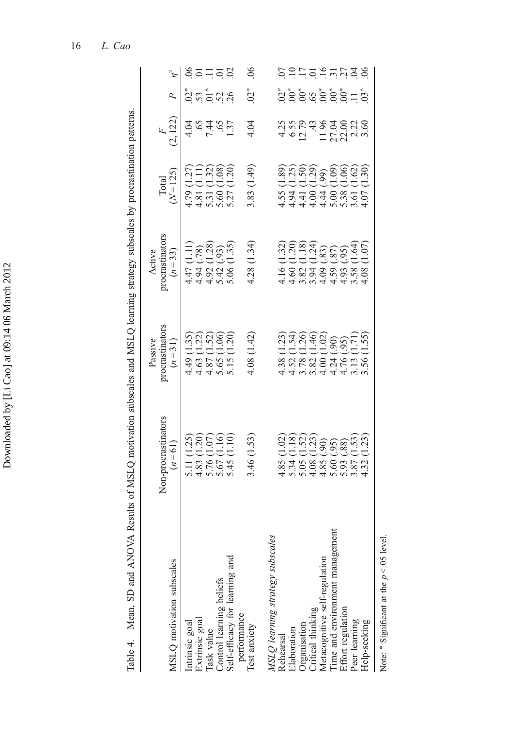Table 4. Mean, SD and ANOVA Results of MSLQ motivation subscales and MSLQ learning strategy subscales by procrastination patterns.

| MSLQ motivation subscales | Non-procrastinators ($n = 61$) | Passive procrastinators ($n = 31$) | Active procrastinators ($n = 33$) | Total ($N = 125$) | $F$ (2, 122) | $P$ | $\eta^2$ |
|---|---|---|---|---|---|---|---|
| Intrinsic goal | 5.11 (1.25) | 4.49 (1.35) | 4.47 (1.11) | 4.79 (1.27) | 4.04 | .02* | .06 |
| Extrinsic goal | 4.83 (1.20) | 4.63 (1.22) | 4.94 (.78) | 4.81 (1.11) | .65 | .53 | .01 |
| Task value | 5.76 (1.07) | 4.87 (1.52) | 4.92 (1.28) | 5.31 (1.32) | 7.44 | .01* | .11 |
| Control learning beliefs | 5.67 (1.16) | 5.65 (1.06) | 5.42 (.93) | 5.60 (1.08) | .65 | .52 | .01 |
| Self-efficacy for learning and performance | 5.45 (1.10) | 5.15 (1.20) | 5.06 (1.35) | 5.27 (1.20) | 1.37 | .26 | .02 |
| Test anxiety | 3.46 (1.53) | 4.08 (1.42) | 4.28 (1.34) | 3.83 (1.49) | 4.04 | .02* | .06 |
| *MSLQ learning strategy subscales* | | | | | | | |
| Rehearsal | 4.85 (1.02) | 4.38 (1.23) | 4.16 (1.32) | 4.55 (1.89) | 4.25 | .02* | .07 |
| Elaboration | 5.34 (1.18) | 4.52 (1.54) | 4.60 (1.20) | 4.94 (1.25) | 6.55 | .00* | .10 |
| Organisation | 5.05 (1.52) | 3.78 (1.26) | 3.82 (1.18) | 4.41 (1.50) | 12.79 | .00* | .17 |
| Critical thinking | 4.08 (1.23) | 3.82 (1.46) | 3.94 (1.24) | 4.00 (1.29) | .43 | .65 | .01 |
| Metacognitive self-regulation | 4.85 (.90) | 4.00 (1.02) | 4.09 (.83) | 4.44 (.99) | 11.96 | .00* | .16 |
| Time and environment management | 5.60 (.95) | 4.24 (.90) | 4.59 (.87) | 5.00 (1.09) | 27.04 | .00* | .31 |
| Effort regulation | 5.93 (.88) | 4.76 (.95) | 4.93 (.95) | 5.38 (1.06) | 22.00 | .00* | .27 |
| Peer learning | 3.87 (1.53) | 3.13 (1.71) | 3.58 (1.64) | 3.61 (1.62) | 2.22 | .11 | .04 |
| Help-seeking | 4.32 (1.23) | 3.56 (1.55) | 4.08 (1.07) | 4.07 (1.30) | 3.60 | .03* | .06 |

Note: * Significant at the $p < .05$ level.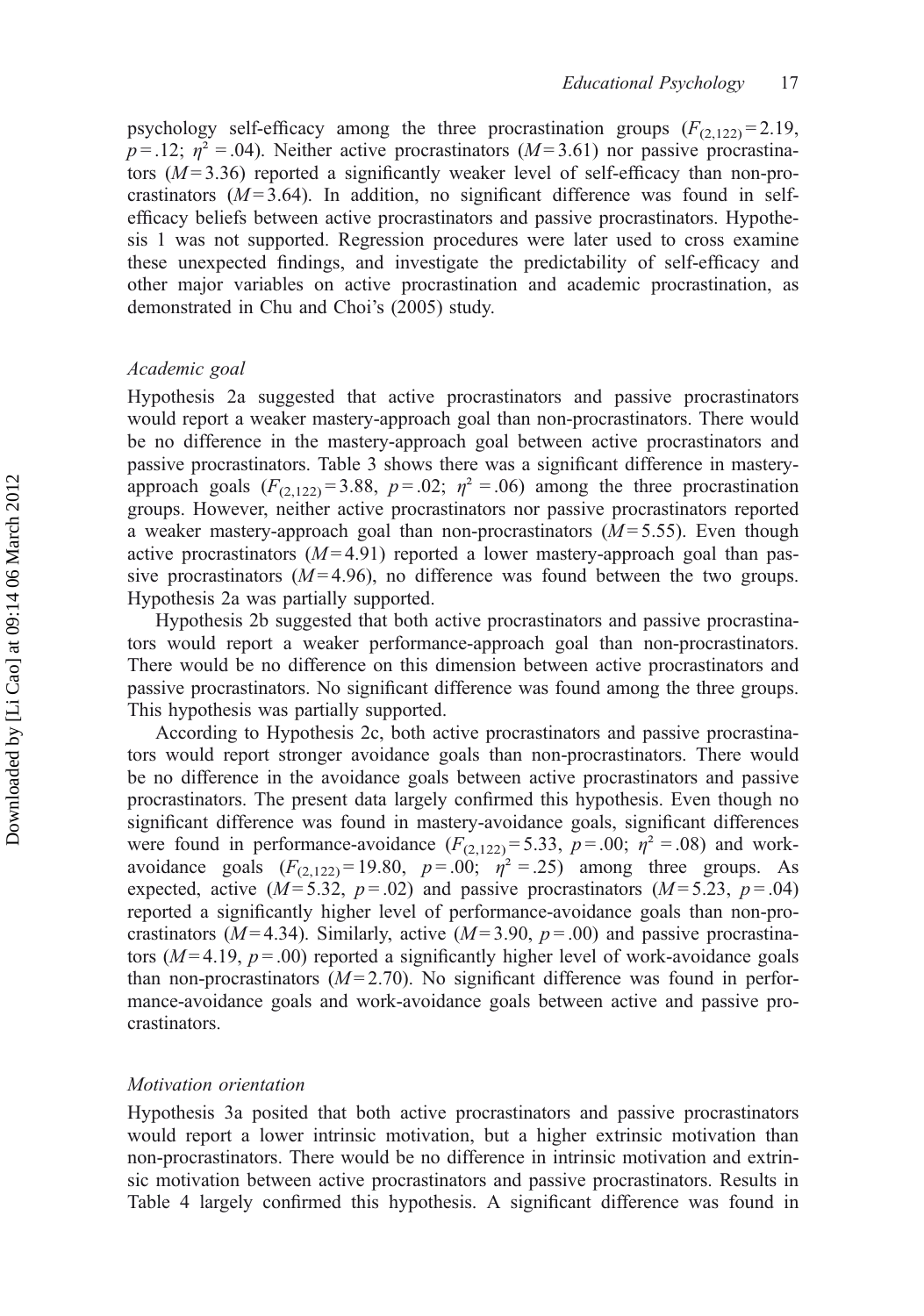psychology self-efficacy among the three procrastination groups ($F_{(2,122)} = 2.19$, $p = .12$; $\eta^2 = .04$). Neither active procrastinators ($M = 3.61$) nor passive procrastinators ($M = 3.36$) reported a significantly weaker level of self-efficacy than non-procrastinators ($M = 3.64$). In addition, no significant difference was found in self-efficacy beliefs between active procrastinators and passive procrastinators. Hypothesis 1 was not supported. Regression procedures were later used to cross examine these unexpected findings, and investigate the predictability of self-efficacy and other major variables on active procrastination and academic procrastination, as demonstrated in Chu and Choi's (2005) study.

### *Academic goal*

Hypothesis 2a suggested that active procrastinators and passive procrastinators would report a weaker mastery-approach goal than non-procrastinators. There would be no difference in the mastery-approach goal between active procrastinators and passive procrastinators. Table 3 shows there was a significant difference in mastery-approach goals ($F_{(2,122)} = 3.88$, $p = .02$; $\eta^2 = .06$) among the three procrastination groups. However, neither active procrastinators nor passive procrastinators reported a weaker mastery-approach goal than non-procrastinators ($M = 5.55$). Even though active procrastinators ($M = 4.91$) reported a lower mastery-approach goal than passive procrastinators ($M = 4.96$), no difference was found between the two groups. Hypothesis 2a was partially supported.

Hypothesis 2b suggested that both active procrastinators and passive procrastinators would report a weaker performance-approach goal than non-procrastinators. There would be no difference on this dimension between active procrastinators and passive procrastinators. No significant difference was found among the three groups. This hypothesis was partially supported.

According to Hypothesis 2c, both active procrastinators and passive procrastinators would report stronger avoidance goals than non-procrastinators. There would be no difference in the avoidance goals between active procrastinators and passive procrastinators. The present data largely confirmed this hypothesis. Even though no significant difference was found in mastery-avoidance goals, significant differences were found in performance-avoidance ($F_{(2,122)} = 5.33$, $p = .00$; $\eta^2 = .08$) and work-avoidance goals ($F_{(2,122)} = 19.80$, $p = .00$; $\eta^2 = .25$) among three groups. As expected, active ($M = 5.32$, $p = .02$) and passive procrastinators ($M = 5.23$, $p = .04$) reported a significantly higher level of performance-avoidance goals than non-procrastinators ($M = 4.34$). Similarly, active ($M = 3.90$, $p = .00$) and passive procrastinators ($M = 4.19$, $p = .00$) reported a significantly higher level of work-avoidance goals than non-procrastinators ($M = 2.70$). No significant difference was found in performance-avoidance goals and work-avoidance goals between active and passive procrastinators.

### *Motivation orientation*

Hypothesis 3a posited that both active procrastinators and passive procrastinators would report a lower intrinsic motivation, but a higher extrinsic motivation than non-procrastinators. There would be no difference in intrinsic motivation and extrinsic motivation between active procrastinators and passive procrastinators. Results in Table 4 largely confirmed this hypothesis. A significant difference was found in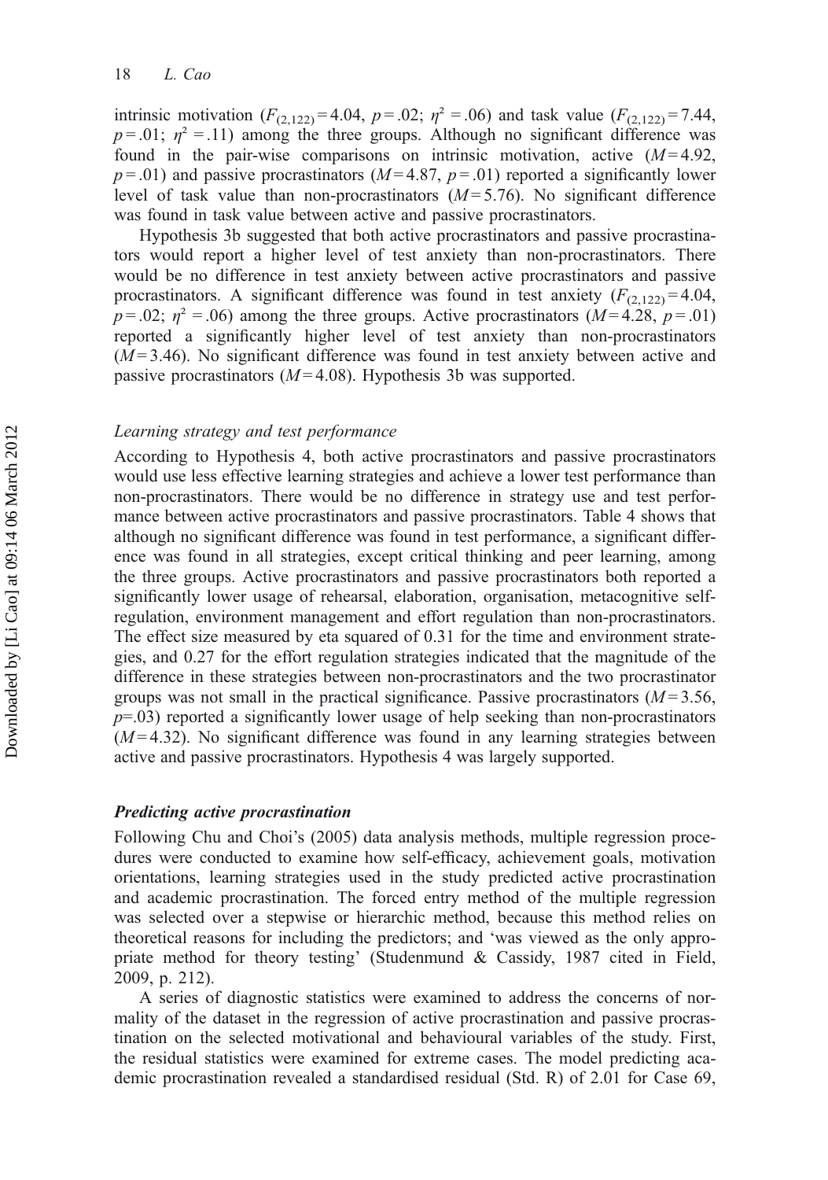intrinsic motivation ($F_{(2,122)} = 4.04$, $p = .02$; $\eta^2 = .06$) and task value ($F_{(2,122)} = 7.44$, $p = .01$; $\eta^2 = .11$) among the three groups. Although no significant difference was found in the pair-wise comparisons on intrinsic motivation, active ($M = 4.92$, $p = .01$) and passive procrastinators ($M = 4.87$, $p = .01$) reported a significantly lower level of task value than non-procrastinators ($M = 5.76$). No significant difference was found in task value between active and passive procrastinators.

Hypothesis 3b suggested that both active procrastinators and passive procrastinators would report a higher level of test anxiety than non-procrastinators. There would be no difference in test anxiety between active procrastinators and passive procrastinators. A significant difference was found in test anxiety ($F_{(2,122)} = 4.04$, $p = .02$; $\eta^2 = .06$) among the three groups. Active procrastinators ($M = 4.28$, $p = .01$) reported a significantly higher level of test anxiety than non-procrastinators ($M = 3.46$). No significant difference was found in test anxiety between active and passive procrastinators ($M = 4.08$). Hypothesis 3b was supported.

### *Learning strategy and test performance*

According to Hypothesis 4, both active procrastinators and passive procrastinators would use less effective learning strategies and achieve a lower test performance than non-procrastinators. There would be no difference in strategy use and test performance between active procrastinators and passive procrastinators. Table 4 shows that although no significant difference was found in test performance, a significant difference was found in all strategies, except critical thinking and peer learning, among the three groups. Active procrastinators and passive procrastinators both reported a significantly lower usage of rehearsal, elaboration, organisation, metacognitive self-regulation, environment management and effort regulation than non-procrastinators. The effect size measured by eta squared of 0.31 for the time and environment strategies, and 0.27 for the effort regulation strategies indicated that the magnitude of the difference in these strategies between non-procrastinators and the two procrastinator groups was not small in the practical significance. Passive procrastinators ($M = 3.56$, $p = .03$) reported a significantly lower usage of help seeking than non-procrastinators ($M = 4.32$). No significant difference was found in any learning strategies between active and passive procrastinators. Hypothesis 4 was largely supported.

## ***Predicting active procrastination***

Following Chu and Choi's (2005) data analysis methods, multiple regression procedures were conducted to examine how self-efficacy, achievement goals, motivation orientations, learning strategies used in the study predicted active procrastination and academic procrastination. The forced entry method of the multiple regression was selected over a stepwise or hierarchic method, because this method relies on theoretical reasons for including the predictors; and 'was viewed as the only appropriate method for theory testing' (Studenmund & Cassidy, 1987 cited in Field, 2009, p. 212).

A series of diagnostic statistics were examined to address the concerns of normality of the dataset in the regression of active procrastination and passive procrastination on the selected motivational and behavioural variables of the study. First, the residual statistics were examined for extreme cases. The model predicting academic procrastination revealed a standardised residual (Std. R) of 2.01 for Case 69,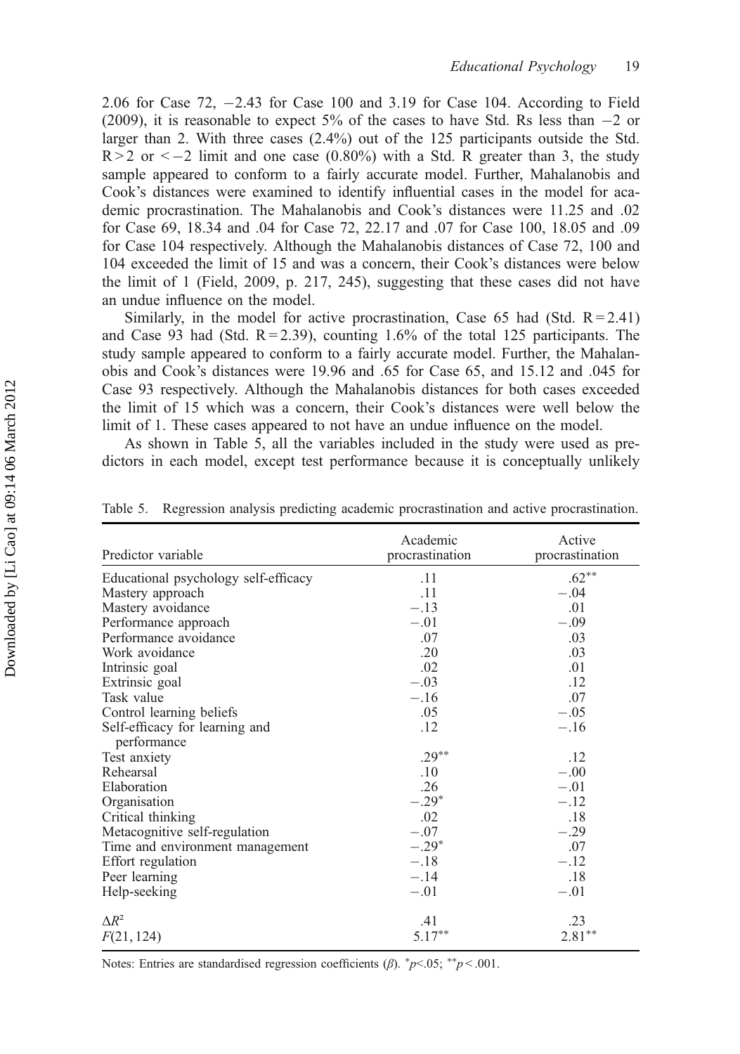2.06 for Case 72, −2.43 for Case 100 and 3.19 for Case 104. According to Field (2009), it is reasonable to expect 5% of the cases to have Std. Rs less than −2 or larger than 2. With three cases (2.4%) out of the 125 participants outside the Std. R > 2 or < −2 limit and one case (0.80%) with a Std. R greater than 3, the study sample appeared to conform to a fairly accurate model. Further, Mahalanobis and Cook's distances were examined to identify influential cases in the model for academic procrastination. The Mahalanobis and Cook's distances were 11.25 and .02 for Case 69, 18.34 and .04 for Case 72, 22.17 and .07 for Case 100, 18.05 and .09 for Case 104 respectively. Although the Mahalanobis distances of Case 72, 100 and 104 exceeded the limit of 15 and was a concern, their Cook's distances were below the limit of 1 (Field, 2009, p. 217, 245), suggesting that these cases did not have an undue influence on the model.

Similarly, in the model for active procrastination, Case 65 had (Std. R = 2.41) and Case 93 had (Std. R = 2.39), counting 1.6% of the total 125 participants. The study sample appeared to conform to a fairly accurate model. Further, the Mahalanobis and Cook's distances were 19.96 and .65 for Case 65, and 15.12 and .045 for Case 93 respectively. Although the Mahalanobis distances for both cases exceeded the limit of 15 which was a concern, their Cook's distances were well below the limit of 1. These cases appeared to not have an undue influence on the model.

As shown in Table 5, all the variables included in the study were used as predictors in each model, except test performance because it is conceptually unlikely

Table 5. Regression analysis predicting academic procrastination and active procrastination.

| Predictor variable | Academic procrastination | Active procrastination |
|---|---|---|
| Educational psychology self-efficacy | .11 | .62** |
| Mastery approach | .11 | −.04 |
| Mastery avoidance | −.13 | .01 |
| Performance approach | −.01 | −.09 |
| Performance avoidance | .07 | .03 |
| Work avoidance | .20 | .03 |
| Intrinsic goal | .02 | .01 |
| Extrinsic goal | −.03 | .12 |
| Task value | −.16 | .07 |
| Control learning beliefs | .05 | −.05 |
| Self-efficacy for learning and performance | .12 | −.16 |
| Test anxiety | .29** | .12 |
| Rehearsal | .10 | −.00 |
| Elaboration | .26 | −.01 |
| Organisation | −.29* | −.12 |
| Critical thinking | .02 | .18 |
| Metacognitive self-regulation | −.07 | −.29 |
| Time and environment management | −.29* | .07 |
| Effort regulation | −.18 | −.12 |
| Peer learning | −.14 | .18 |
| Help-seeking | −.01 | −.01 |
| $\Delta R^2$ | .41 | .23 |
| $F(21, 124)$ | 5.17** | 2.81** |

Notes: Entries are standardised regression coefficients ($\beta$). \*$p<.05$; \*\*$p<.001$.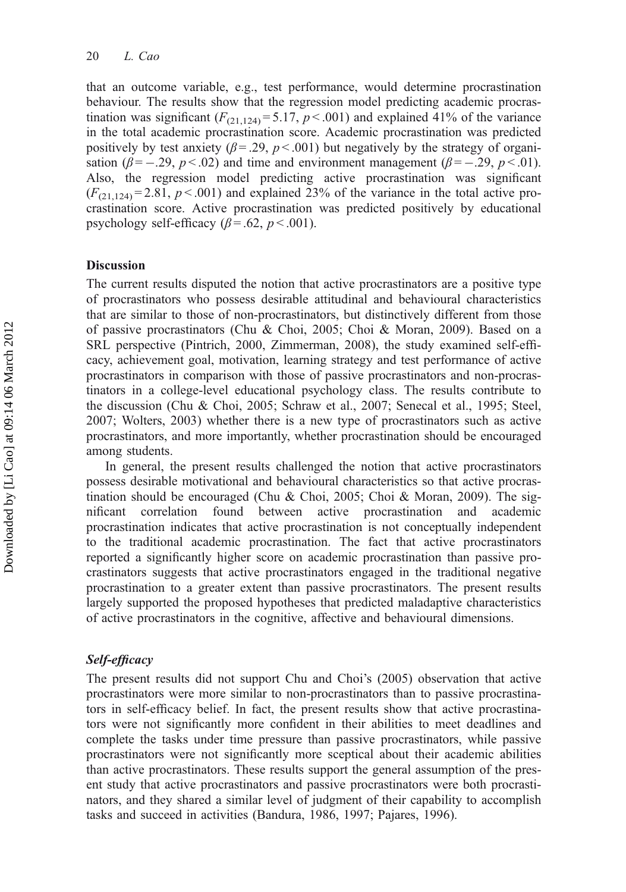that an outcome variable, e.g., test performance, would determine procrastination behaviour. The results show that the regression model predicting academic procrastination was significant ($F_{(21,124)} = 5.17$, $p < .001$) and explained 41% of the variance in the total academic procrastination score. Academic procrastination was predicted positively by test anxiety ($\beta = .29$, $p < .001$) but negatively by the strategy of organisation ($\beta = -.29$, $p < .02$) and time and environment management ($\beta = -.29$, $p < .01$). Also, the regression model predicting active procrastination was significant ($F_{(21,124)} = 2.81$, $p < .001$) and explained 23% of the variance in the total active procrastination score. Active procrastination was predicted positively by educational psychology self-efficacy ($\beta = .62$, $p < .001$).

## Discussion

The current results disputed the notion that active procrastinators are a positive type of procrastinators who possess desirable attitudinal and behavioural characteristics that are similar to those of non-procrastinators, but distinctively different from those of passive procrastinators (Chu & Choi, 2005; Choi & Moran, 2009). Based on a SRL perspective (Pintrich, 2000, Zimmerman, 2008), the study examined self-efficacy, achievement goal, motivation, learning strategy and test performance of active procrastinators in comparison with those of passive procrastinators and non-procrastinators in a college-level educational psychology class. The results contribute to the discussion (Chu & Choi, 2005; Schraw et al., 2007; Senecal et al., 1995; Steel, 2007; Wolters, 2003) whether there is a new type of procrastinators such as active procrastinators, and more importantly, whether procrastination should be encouraged among students.

In general, the present results challenged the notion that active procrastinators possess desirable motivational and behavioural characteristics so that active procrastination should be encouraged (Chu & Choi, 2005; Choi & Moran, 2009). The significant correlation found between active procrastination and academic procrastination indicates that active procrastination is not conceptually independent to the traditional academic procrastination. The fact that active procrastinators reported a significantly higher score on academic procrastination than passive procrastinators suggests that active procrastinators engaged in the traditional negative procrastination to a greater extent than passive procrastinators. The present results largely supported the proposed hypotheses that predicted maladaptive characteristics of active procrastinators in the cognitive, affective and behavioural dimensions.

### *Self-efficacy*

The present results did not support Chu and Choi's (2005) observation that active procrastinators were more similar to non-procrastinators than to passive procrastinators in self-efficacy belief. In fact, the present results show that active procrastinators were not significantly more confident in their abilities to meet deadlines and complete the tasks under time pressure than passive procrastinators, while passive procrastinators were not significantly more sceptical about their academic abilities than active procrastinators. These results support the general assumption of the present study that active procrastinators and passive procrastinators were both procrastinators, and they shared a similar level of judgment of their capability to accomplish tasks and succeed in activities (Bandura, 1986, 1997; Pajares, 1996).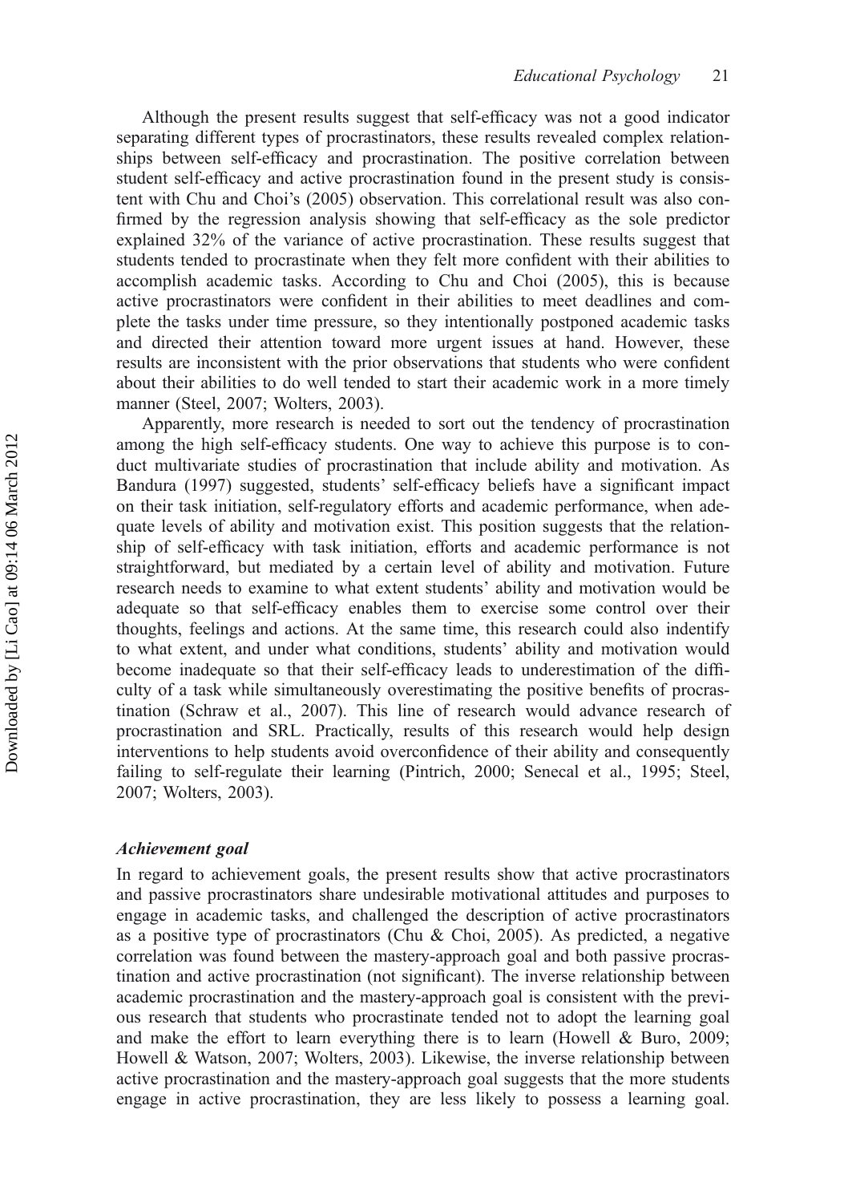Although the present results suggest that self-efficacy was not a good indicator separating different types of procrastinators, these results revealed complex relationships between self-efficacy and procrastination. The positive correlation between student self-efficacy and active procrastination found in the present study is consistent with Chu and Choi's (2005) observation. This correlational result was also confirmed by the regression analysis showing that self-efficacy as the sole predictor explained 32% of the variance of active procrastination. These results suggest that students tended to procrastinate when they felt more confident with their abilities to accomplish academic tasks. According to Chu and Choi (2005), this is because active procrastinators were confident in their abilities to meet deadlines and complete the tasks under time pressure, so they intentionally postponed academic tasks and directed their attention toward more urgent issues at hand. However, these results are inconsistent with the prior observations that students who were confident about their abilities to do well tended to start their academic work in a more timely manner (Steel, 2007; Wolters, 2003).

Apparently, more research is needed to sort out the tendency of procrastination among the high self-efficacy students. One way to achieve this purpose is to conduct multivariate studies of procrastination that include ability and motivation. As Bandura (1997) suggested, students' self-efficacy beliefs have a significant impact on their task initiation, self-regulatory efforts and academic performance, when adequate levels of ability and motivation exist. This position suggests that the relationship of self-efficacy with task initiation, efforts and academic performance is not straightforward, but mediated by a certain level of ability and motivation. Future research needs to examine to what extent students' ability and motivation would be adequate so that self-efficacy enables them to exercise some control over their thoughts, feelings and actions. At the same time, this research could also indentify to what extent, and under what conditions, students' ability and motivation would become inadequate so that their self-efficacy leads to underestimation of the difficulty of a task while simultaneously overestimating the positive benefits of procrastination (Schraw et al., 2007). This line of research would advance research of procrastination and SRL. Practically, results of this research would help design interventions to help students avoid overconfidence of their ability and consequently failing to self-regulate their learning (Pintrich, 2000; Senecal et al., 1995; Steel, 2007; Wolters, 2003).

### *Achievement goal*

In regard to achievement goals, the present results show that active procrastinators and passive procrastinators share undesirable motivational attitudes and purposes to engage in academic tasks, and challenged the description of active procrastinators as a positive type of procrastinators (Chu & Choi, 2005). As predicted, a negative correlation was found between the mastery-approach goal and both passive procrastination and active procrastination (not significant). The inverse relationship between academic procrastination and the mastery-approach goal is consistent with the previous research that students who procrastinate tended not to adopt the learning goal and make the effort to learn everything there is to learn (Howell & Buro, 2009; Howell & Watson, 2007; Wolters, 2003). Likewise, the inverse relationship between active procrastination and the mastery-approach goal suggests that the more students engage in active procrastination, they are less likely to possess a learning goal.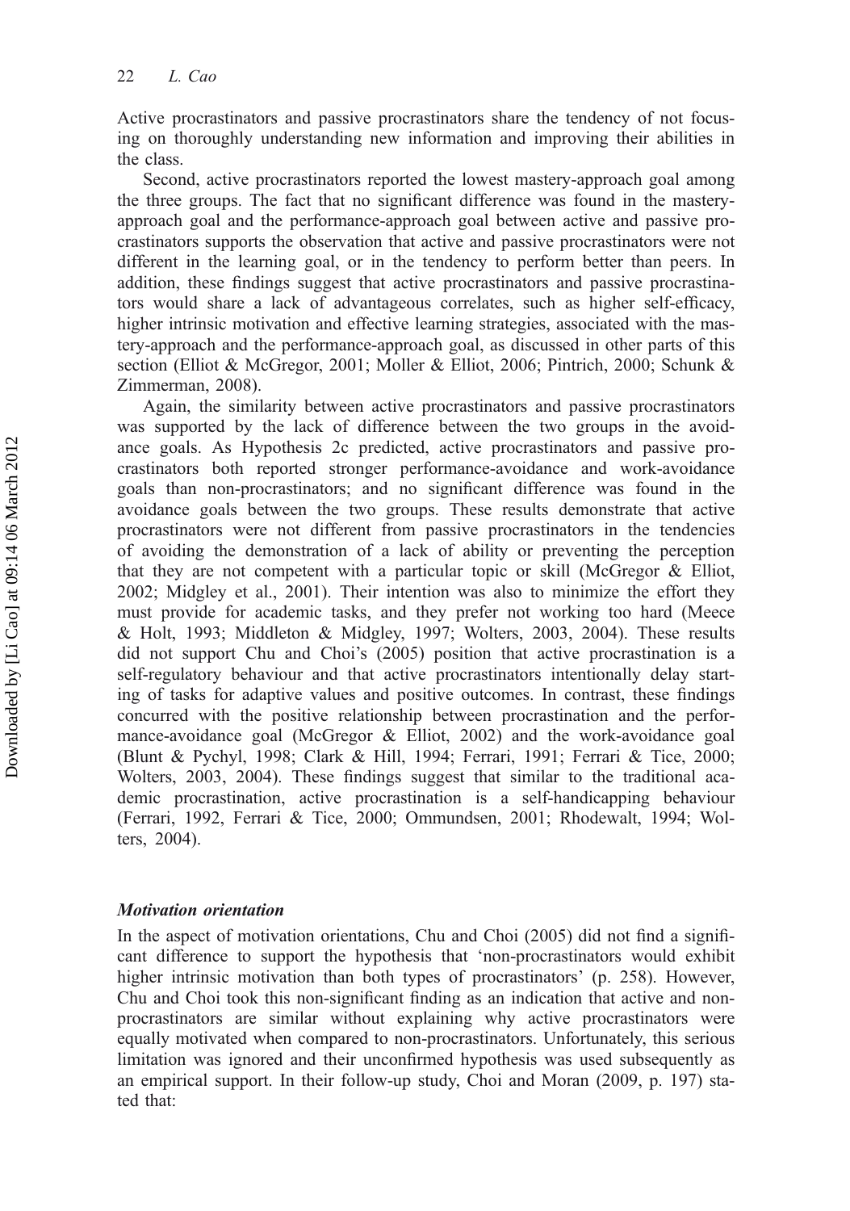Active procrastinators and passive procrastinators share the tendency of not focusing on thoroughly understanding new information and improving their abilities in the class.

Second, active procrastinators reported the lowest mastery-approach goal among the three groups. The fact that no significant difference was found in the mastery-approach goal and the performance-approach goal between active and passive procrastinators supports the observation that active and passive procrastinators were not different in the learning goal, or in the tendency to perform better than peers. In addition, these findings suggest that active procrastinators and passive procrastinators would share a lack of advantageous correlates, such as higher self-efficacy, higher intrinsic motivation and effective learning strategies, associated with the mastery-approach and the performance-approach goal, as discussed in other parts of this section (Elliot & McGregor, 2001; Moller & Elliot, 2006; Pintrich, 2000; Schunk & Zimmerman, 2008).

Again, the similarity between active procrastinators and passive procrastinators was supported by the lack of difference between the two groups in the avoidance goals. As Hypothesis 2c predicted, active procrastinators and passive procrastinators both reported stronger performance-avoidance and work-avoidance goals than non-procrastinators; and no significant difference was found in the avoidance goals between the two groups. These results demonstrate that active procrastinators were not different from passive procrastinators in the tendencies of avoiding the demonstration of a lack of ability or preventing the perception that they are not competent with a particular topic or skill (McGregor & Elliot, 2002; Midgley et al., 2001). Their intention was also to minimize the effort they must provide for academic tasks, and they prefer not working too hard (Meece & Holt, 1993; Middleton & Midgley, 1997; Wolters, 2003, 2004). These results did not support Chu and Choi's (2005) position that active procrastination is a self-regulatory behaviour and that active procrastinators intentionally delay starting of tasks for adaptive values and positive outcomes. In contrast, these findings concurred with the positive relationship between procrastination and the performance-avoidance goal (McGregor & Elliot, 2002) and the work-avoidance goal (Blunt & Pychyl, 1998; Clark & Hill, 1994; Ferrari, 1991; Ferrari & Tice, 2000; Wolters, 2003, 2004). These findings suggest that similar to the traditional academic procrastination, active procrastination is a self-handicapping behaviour (Ferrari, 1992, Ferrari & Tice, 2000; Ommundsen, 2001; Rhodewalt, 1994; Wolters, 2004).

### *Motivation orientation*

In the aspect of motivation orientations, Chu and Choi (2005) did not find a significant difference to support the hypothesis that 'non-procrastinators would exhibit higher intrinsic motivation than both types of procrastinators' (p. 258). However, Chu and Choi took this non-significant finding as an indication that active and non-procrastinators are similar without explaining why active procrastinators were equally motivated when compared to non-procrastinators. Unfortunately, this serious limitation was ignored and their unconfirmed hypothesis was used subsequently as an empirical support. In their follow-up study, Choi and Moran (2009, p. 197) stated that: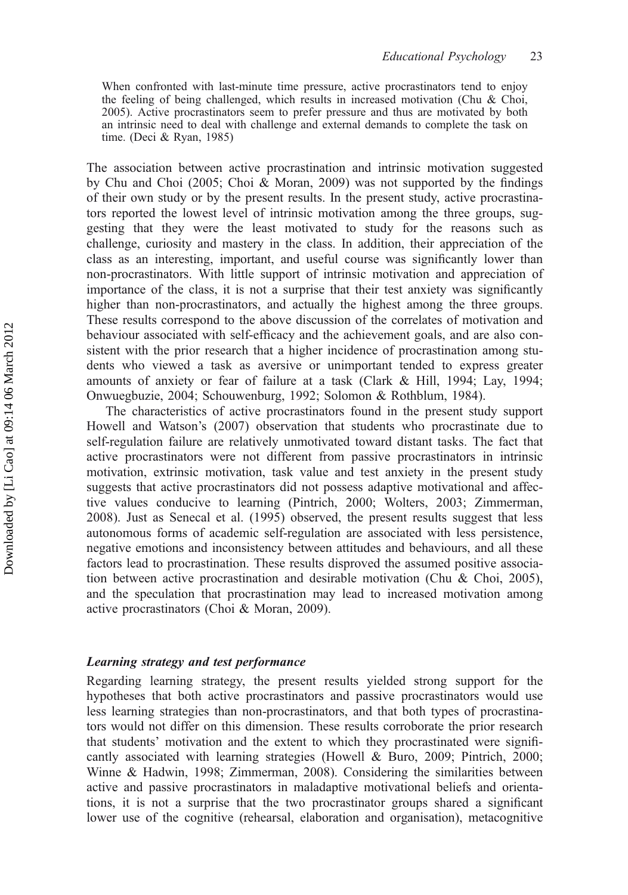> When confronted with last-minute time pressure, active procrastinators tend to enjoy the feeling of being challenged, which results in increased motivation (Chu & Choi, 2005). Active procrastinators seem to prefer pressure and thus are motivated by both an intrinsic need to deal with challenge and external demands to complete the task on time. (Deci & Ryan, 1985)

The association between active procrastination and intrinsic motivation suggested by Chu and Choi (2005; Choi & Moran, 2009) was not supported by the findings of their own study or by the present results. In the present study, active procrastinators reported the lowest level of intrinsic motivation among the three groups, suggesting that they were the least motivated to study for the reasons such as challenge, curiosity and mastery in the class. In addition, their appreciation of the class as an interesting, important, and useful course was significantly lower than non-procrastinators. With little support of intrinsic motivation and appreciation of importance of the class, it is not a surprise that their test anxiety was significantly higher than non-procrastinators, and actually the highest among the three groups. These results correspond to the above discussion of the correlates of motivation and behaviour associated with self-efficacy and the achievement goals, and are also consistent with the prior research that a higher incidence of procrastination among students who viewed a task as aversive or unimportant tended to express greater amounts of anxiety or fear of failure at a task (Clark & Hill, 1994; Lay, 1994; Onwuegbuzie, 2004; Schouwenburg, 1992; Solomon & Rothblum, 1984).

The characteristics of active procrastinators found in the present study support Howell and Watson's (2007) observation that students who procrastinate due to self-regulation failure are relatively unmotivated toward distant tasks. The fact that active procrastinators were not different from passive procrastinators in intrinsic motivation, extrinsic motivation, task value and test anxiety in the present study suggests that active procrastinators did not possess adaptive motivational and affective values conducive to learning (Pintrich, 2000; Wolters, 2003; Zimmerman, 2008). Just as Senecal et al. (1995) observed, the present results suggest that less autonomous forms of academic self-regulation are associated with less persistence, negative emotions and inconsistency between attitudes and behaviours, and all these factors lead to procrastination. These results disproved the assumed positive association between active procrastination and desirable motivation (Chu & Choi, 2005), and the speculation that procrastination may lead to increased motivation among active procrastinators (Choi & Moran, 2009).

### *Learning strategy and test performance*

Regarding learning strategy, the present results yielded strong support for the hypotheses that both active procrastinators and passive procrastinators would use less learning strategies than non-procrastinators, and that both types of procrastinators would not differ on this dimension. These results corroborate the prior research that students' motivation and the extent to which they procrastinated were significantly associated with learning strategies (Howell & Buro, 2009; Pintrich, 2000; Winne & Hadwin, 1998; Zimmerman, 2008). Considering the similarities between active and passive procrastinators in maladaptive motivational beliefs and orientations, it is not a surprise that the two procrastinator groups shared a significant lower use of the cognitive (rehearsal, elaboration and organisation), metacognitive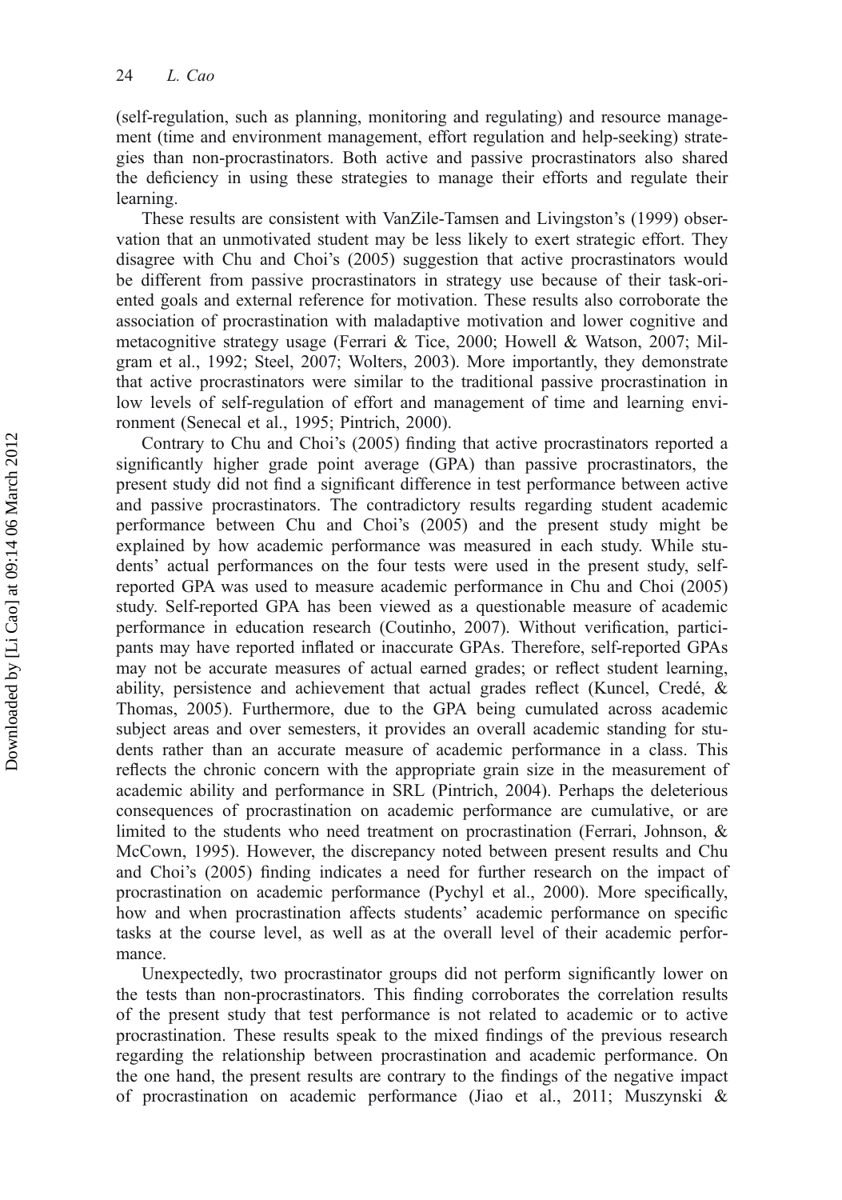(self-regulation, such as planning, monitoring and regulating) and resource management (time and environment management, effort regulation and help-seeking) strategies than non-procrastinators. Both active and passive procrastinators also shared the deficiency in using these strategies to manage their efforts and regulate their learning.

These results are consistent with VanZile-Tamsen and Livingston's (1999) observation that an unmotivated student may be less likely to exert strategic effort. They disagree with Chu and Choi's (2005) suggestion that active procrastinators would be different from passive procrastinators in strategy use because of their task-oriented goals and external reference for motivation. These results also corroborate the association of procrastination with maladaptive motivation and lower cognitive and metacognitive strategy usage (Ferrari & Tice, 2000; Howell & Watson, 2007; Milgram et al., 1992; Steel, 2007; Wolters, 2003). More importantly, they demonstrate that active procrastinators were similar to the traditional passive procrastination in low levels of self-regulation of effort and management of time and learning environment (Senecal et al., 1995; Pintrich, 2000).

Contrary to Chu and Choi's (2005) finding that active procrastinators reported a significantly higher grade point average (GPA) than passive procrastinators, the present study did not find a significant difference in test performance between active and passive procrastinators. The contradictory results regarding student academic performance between Chu and Choi's (2005) and the present study might be explained by how academic performance was measured in each study. While students' actual performances on the four tests were used in the present study, self-reported GPA was used to measure academic performance in Chu and Choi (2005) study. Self-reported GPA has been viewed as a questionable measure of academic performance in education research (Coutinho, 2007). Without verification, participants may have reported inflated or inaccurate GPAs. Therefore, self-reported GPAs may not be accurate measures of actual earned grades; or reflect student learning, ability, persistence and achievement that actual grades reflect (Kuncel, Credé, & Thomas, 2005). Furthermore, due to the GPA being cumulated across academic subject areas and over semesters, it provides an overall academic standing for students rather than an accurate measure of academic performance in a class. This reflects the chronic concern with the appropriate grain size in the measurement of academic ability and performance in SRL (Pintrich, 2004). Perhaps the deleterious consequences of procrastination on academic performance are cumulative, or are limited to the students who need treatment on procrastination (Ferrari, Johnson, & McCown, 1995). However, the discrepancy noted between present results and Chu and Choi's (2005) finding indicates a need for further research on the impact of procrastination on academic performance (Pychyl et al., 2000). More specifically, how and when procrastination affects students' academic performance on specific tasks at the course level, as well as at the overall level of their academic performance.

Unexpectedly, two procrastinator groups did not perform significantly lower on the tests than non-procrastinators. This finding corroborates the correlation results of the present study that test performance is not related to academic or to active procrastination. These results speak to the mixed findings of the previous research regarding the relationship between procrastination and academic performance. On the one hand, the present results are contrary to the findings of the negative impact of procrastination on academic performance (Jiao et al., 2011; Muszynski &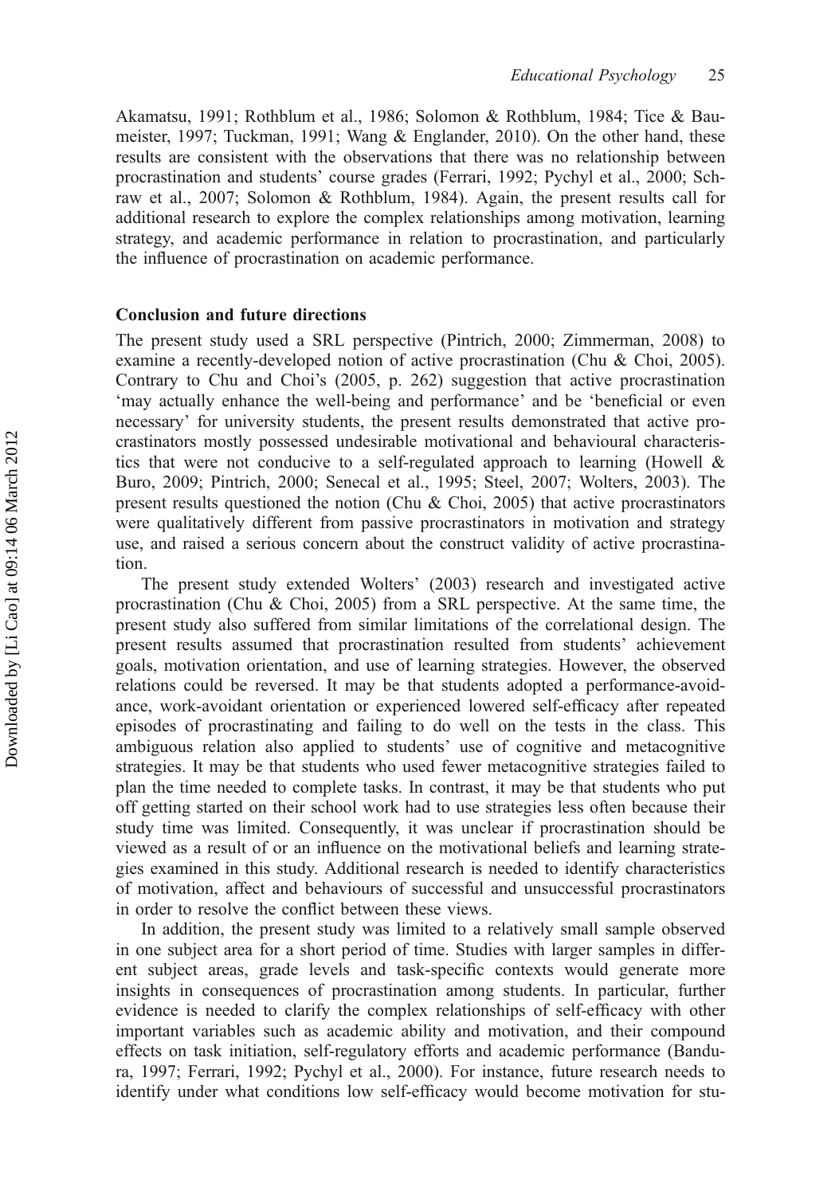Akamatsu, 1991; Rothblum et al., 1986; Solomon & Rothblum, 1984; Tice & Baumeister, 1997; Tuckman, 1991; Wang & Englander, 2010). On the other hand, these results are consistent with the observations that there was no relationship between procrastination and students' course grades (Ferrari, 1992; Pychyl et al., 2000; Schraw et al., 2007; Solomon & Rothblum, 1984). Again, the present results call for additional research to explore the complex relationships among motivation, learning strategy, and academic performance in relation to procrastination, and particularly the influence of procrastination on academic performance.

## Conclusion and future directions

The present study used a SRL perspective (Pintrich, 2000; Zimmerman, 2008) to examine a recently-developed notion of active procrastination (Chu & Choi, 2005). Contrary to Chu and Choi's (2005, p. 262) suggestion that active procrastination 'may actually enhance the well-being and performance' and be 'beneficial or even necessary' for university students, the present results demonstrated that active procrastinators mostly possessed undesirable motivational and behavioural characteristics that were not conducive to a self-regulated approach to learning (Howell & Buro, 2009; Pintrich, 2000; Senecal et al., 1995; Steel, 2007; Wolters, 2003). The present results questioned the notion (Chu & Choi, 2005) that active procrastinators were qualitatively different from passive procrastinators in motivation and strategy use, and raised a serious concern about the construct validity of active procrastination.

The present study extended Wolters' (2003) research and investigated active procrastination (Chu & Choi, 2005) from a SRL perspective. At the same time, the present study also suffered from similar limitations of the correlational design. The present results assumed that procrastination resulted from students' achievement goals, motivation orientation, and use of learning strategies. However, the observed relations could be reversed. It may be that students adopted a performance-avoidance, work-avoidant orientation or experienced lowered self-efficacy after repeated episodes of procrastinating and failing to do well on the tests in the class. This ambiguous relation also applied to students' use of cognitive and metacognitive strategies. It may be that students who used fewer metacognitive strategies failed to plan the time needed to complete tasks. In contrast, it may be that students who put off getting started on their school work had to use strategies less often because their study time was limited. Consequently, it was unclear if procrastination should be viewed as a result of or an influence on the motivational beliefs and learning strategies examined in this study. Additional research is needed to identify characteristics of motivation, affect and behaviours of successful and unsuccessful procrastinators in order to resolve the conflict between these views.

In addition, the present study was limited to a relatively small sample observed in one subject area for a short period of time. Studies with larger samples in different subject areas, grade levels and task-specific contexts would generate more insights in consequences of procrastination among students. In particular, further evidence is needed to clarify the complex relationships of self-efficacy with other important variables such as academic ability and motivation, and their compound effects on task initiation, self-regulatory efforts and academic performance (Bandura, 1997; Ferrari, 1992; Pychyl et al., 2000). For instance, future research needs to identify under what conditions low self-efficacy would become motivation for stu-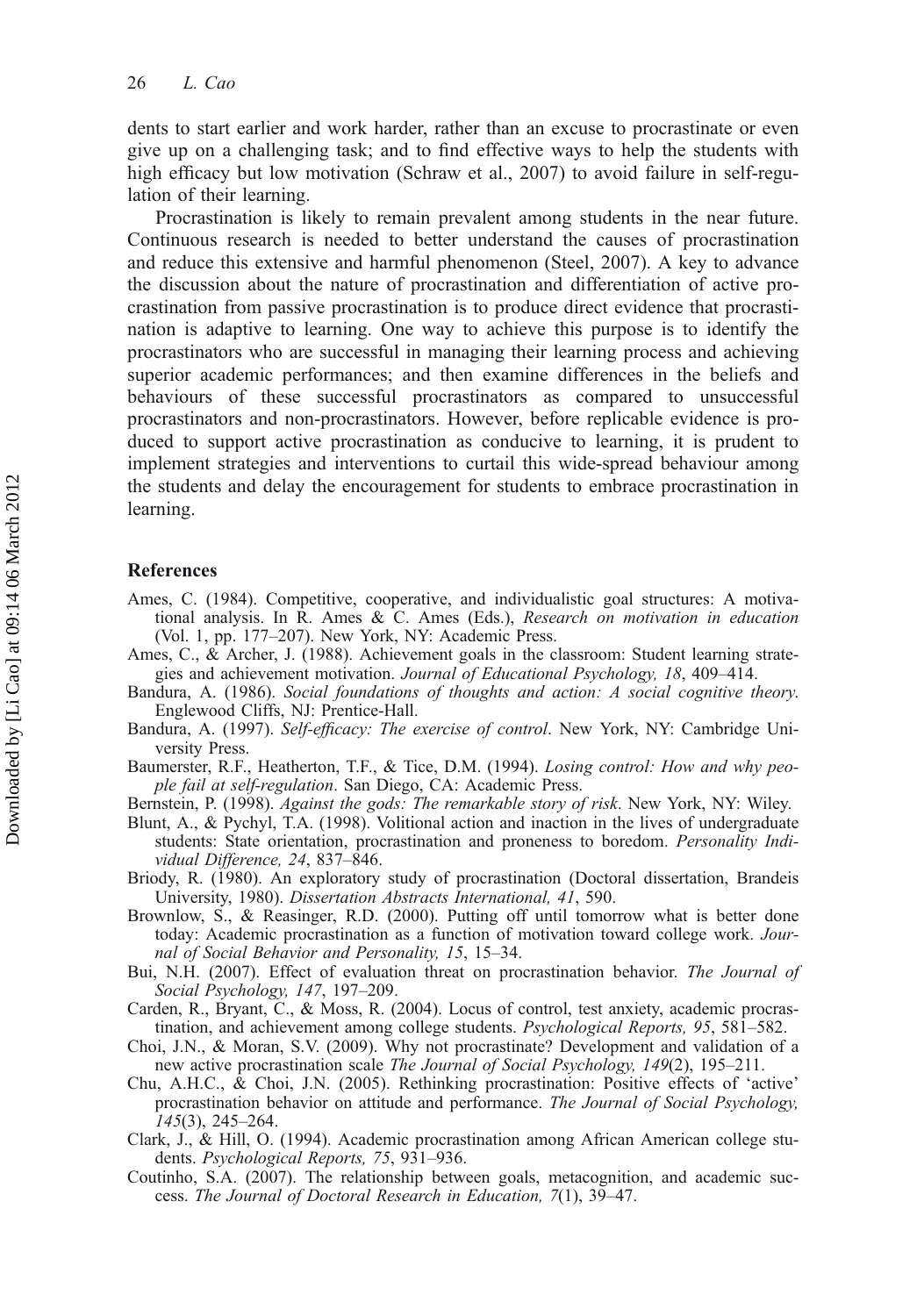dents to start earlier and work harder, rather than an excuse to procrastinate or even give up on a challenging task; and to find effective ways to help the students with high efficacy but low motivation (Schraw et al., 2007) to avoid failure in self-regulation of their learning.

Procrastination is likely to remain prevalent among students in the near future. Continuous research is needed to better understand the causes of procrastination and reduce this extensive and harmful phenomenon (Steel, 2007). A key to advance the discussion about the nature of procrastination and differentiation of active procrastination from passive procrastination is to produce direct evidence that procrastination is adaptive to learning. One way to achieve this purpose is to identify the procrastinators who are successful in managing their learning process and achieving superior academic performances; and then examine differences in the beliefs and behaviours of these successful procrastinators as compared to unsuccessful procrastinators and non-procrastinators. However, before replicable evidence is produced to support active procrastination as conducive to learning, it is prudent to implement strategies and interventions to curtail this wide-spread behaviour among the students and delay the encouragement for students to embrace procrastination in learning.

## References

Ames, C. (1984). Competitive, cooperative, and individualistic goal structures: A motivational analysis. In R. Ames & C. Ames (Eds.), *Research on motivation in education* (Vol. 1, pp. 177–207). New York, NY: Academic Press.

Ames, C., & Archer, J. (1988). Achievement goals in the classroom: Student learning strategies and achievement motivation. *Journal of Educational Psychology, 18*, 409–414.

Bandura, A. (1986). *Social foundations of thoughts and action: A social cognitive theory.* Englewood Cliffs, NJ: Prentice-Hall.

Bandura, A. (1997). *Self-efficacy: The exercise of control*. New York, NY: Cambridge University Press.

Baumerster, R.F., Heatherton, T.F., & Tice, D.M. (1994). *Losing control: How and why people fail at self-regulation*. San Diego, CA: Academic Press.

Bernstein, P. (1998). *Against the gods: The remarkable story of risk*. New York, NY: Wiley.

Blunt, A., & Pychyl, T.A. (1998). Volitional action and inaction in the lives of undergraduate students: State orientation, procrastination and proneness to boredom. *Personality Individual Difference, 24*, 837–846.

Briody, R. (1980). An exploratory study of procrastination (Doctoral dissertation, Brandeis University, 1980). *Dissertation Abstracts International, 41*, 590.

Brownlow, S., & Reasinger, R.D. (2000). Putting off until tomorrow what is better done today: Academic procrastination as a function of motivation toward college work. *Journal of Social Behavior and Personality, 15*, 15–34.

Bui, N.H. (2007). Effect of evaluation threat on procrastination behavior. *The Journal of Social Psychology, 147*, 197–209.

Carden, R., Bryant, C., & Moss, R. (2004). Locus of control, test anxiety, academic procrastination, and achievement among college students. *Psychological Reports, 95*, 581–582.

Choi, J.N., & Moran, S.V. (2009). Why not procrastinate? Development and validation of a new active procrastination scale *The Journal of Social Psychology, 149*(2), 195–211.

Chu, A.H.C., & Choi, J.N. (2005). Rethinking procrastination: Positive effects of 'active' procrastination behavior on attitude and performance. *The Journal of Social Psychology, 145*(3), 245–264.

Clark, J., & Hill, O. (1994). Academic procrastination among African American college students. *Psychological Reports, 75*, 931–936.

Coutinho, S.A. (2007). The relationship between goals, metacognition, and academic success. *The Journal of Doctoral Research in Education, 7*(1), 39–47.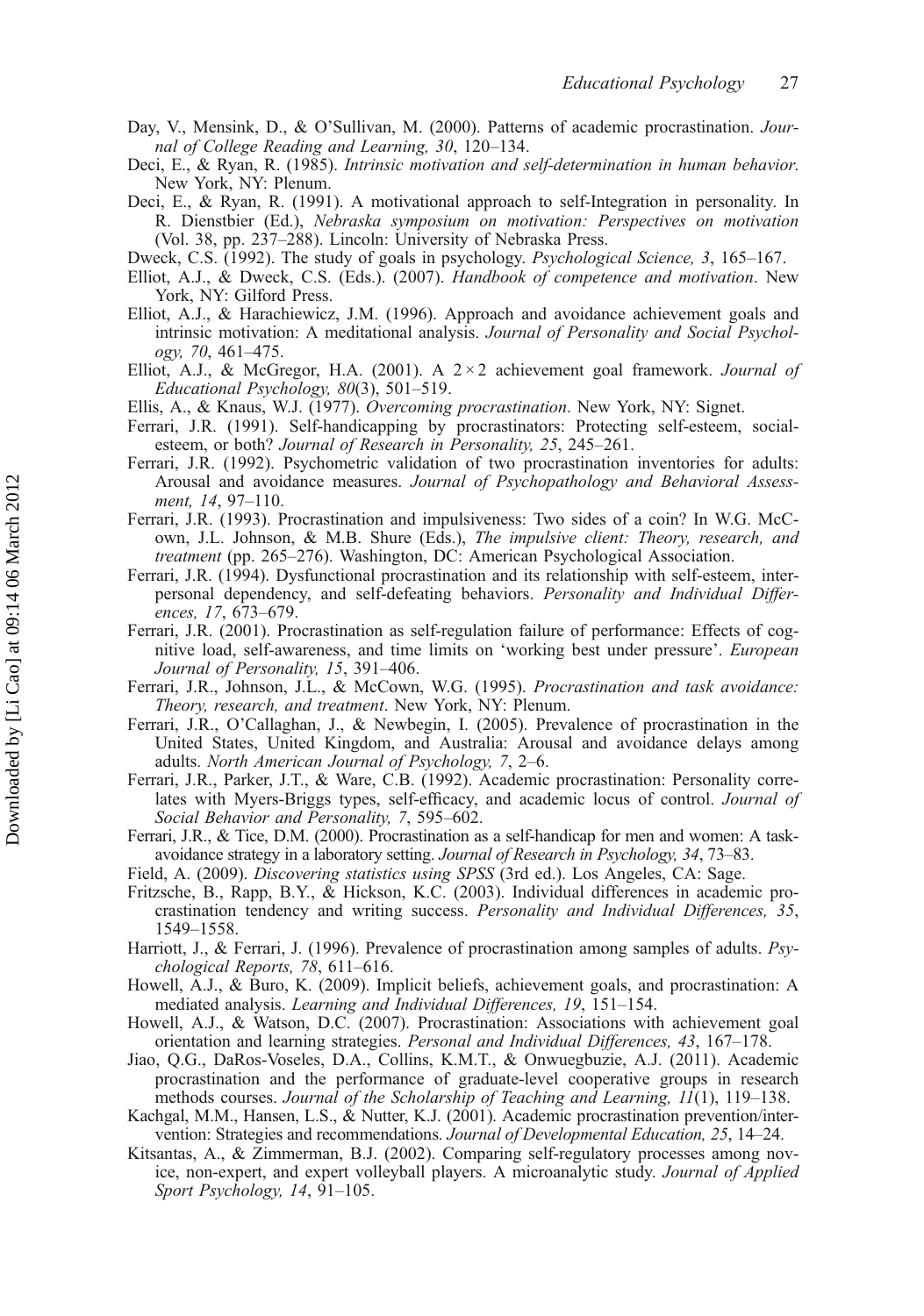Day, V., Mensink, D., & O'Sullivan, M. (2000). Patterns of academic procrastination. *Journal of College Reading and Learning, 30*, 120–134.

Deci, E., & Ryan, R. (1985). *Intrinsic motivation and self-determination in human behavior*. New York, NY: Plenum.

Deci, E., & Ryan, R. (1991). A motivational approach to self-Integration in personality. In R. Dienstbier (Ed.), *Nebraska symposium on motivation: Perspectives on motivation* (Vol. 38, pp. 237–288). Lincoln: University of Nebraska Press.

Dweck, C.S. (1992). The study of goals in psychology. *Psychological Science, 3*, 165–167.

Elliot, A.J., & Dweck, C.S. (Eds.). (2007). *Handbook of competence and motivation*. New York, NY: Gilford Press.

Elliot, A.J., & Harachiewicz, J.M. (1996). Approach and avoidance achievement goals and intrinsic motivation: A meditational analysis. *Journal of Personality and Social Psychology, 70*, 461–475.

Elliot, A.J., & McGregor, H.A. (2001). A 2 × 2 achievement goal framework. *Journal of Educational Psychology, 80*(3), 501–519.

Ellis, A., & Knaus, W.J. (1977). *Overcoming procrastination*. New York, NY: Signet.

Ferrari, J.R. (1991). Self-handicapping by procrastinators: Protecting self-esteem, social-esteem, or both? *Journal of Research in Personality, 25*, 245–261.

Ferrari, J.R. (1992). Psychometric validation of two procrastination inventories for adults: Arousal and avoidance measures. *Journal of Psychopathology and Behavioral Assessment, 14*, 97–110.

Ferrari, J.R. (1993). Procrastination and impulsiveness: Two sides of a coin? In W.G. McCown, J.L. Johnson, & M.B. Shure (Eds.), *The impulsive client: Theory, research, and treatment* (pp. 265–276). Washington, DC: American Psychological Association.

Ferrari, J.R. (1994). Dysfunctional procrastination and its relationship with self-esteem, interpersonal dependency, and self-defeating behaviors. *Personality and Individual Differences, 17*, 673–679.

Ferrari, J.R. (2001). Procrastination as self-regulation failure of performance: Effects of cognitive load, self-awareness, and time limits on 'working best under pressure'. *European Journal of Personality, 15*, 391–406.

Ferrari, J.R., Johnson, J.L., & McCown, W.G. (1995). *Procrastination and task avoidance: Theory, research, and treatment*. New York, NY: Plenum.

Ferrari, J.R., O'Callaghan, J., & Newbegin, I. (2005). Prevalence of procrastination in the United States, United Kingdom, and Australia: Arousal and avoidance delays among adults. *North American Journal of Psychology, 7*, 2–6.

Ferrari, J.R., Parker, J.T., & Ware, C.B. (1992). Academic procrastination: Personality correlates with Myers-Briggs types, self-efficacy, and academic locus of control. *Journal of Social Behavior and Personality, 7*, 595–602.

Ferrari, J.R., & Tice, D.M. (2000). Procrastination as a self-handicap for men and women: A task-avoidance strategy in a laboratory setting. *Journal of Research in Psychology, 34*, 73–83.

Field, A. (2009). *Discovering statistics using SPSS* (3rd ed.). Los Angeles, CA: Sage.

Fritzsche, B., Rapp, B.Y., & Hickson, K.C. (2003). Individual differences in academic procrastination tendency and writing success. *Personality and Individual Differences, 35*, 1549–1558.

Harriott, J., & Ferrari, J. (1996). Prevalence of procrastination among samples of adults. *Psychological Reports, 78*, 611–616.

Howell, A.J., & Buro, K. (2009). Implicit beliefs, achievement goals, and procrastination: A mediated analysis. *Learning and Individual Differences, 19*, 151–154.

Howell, A.J., & Watson, D.C. (2007). Procrastination: Associations with achievement goal orientation and learning strategies. *Personal and Individual Differences, 43*, 167–178.

Jiao, Q.G., DaRos-Voseles, D.A., Collins, K.M.T., & Onwuegbuzie, A.J. (2011). Academic procrastination and the performance of graduate-level cooperative groups in research methods courses. *Journal of the Scholarship of Teaching and Learning, 11*(1), 119–138.

Kachgal, M.M., Hansen, L.S., & Nutter, K.J. (2001). Academic procrastination prevention/intervention: Strategies and recommendations. *Journal of Developmental Education, 25*, 14–24.

Kitsantas, A., & Zimmerman, B.J. (2002). Comparing self-regulatory processes among novice, non-expert, and expert volleyball players. A microanalytic study. *Journal of Applied Sport Psychology, 14*, 91–105.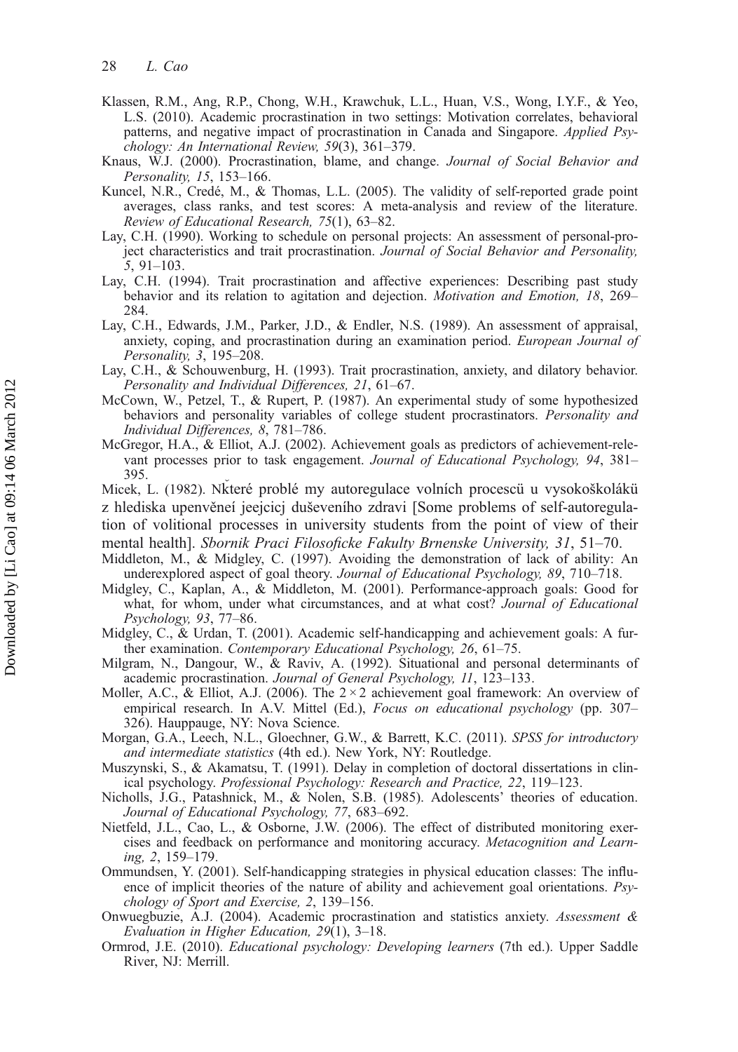Klassen, R.M., Ang, R.P., Chong, W.H., Krawchuk, L.L., Huan, V.S., Wong, I.Y.F., & Yeo, L.S. (2010). Academic procrastination in two settings: Motivation correlates, behavioral patterns, and negative impact of procrastination in Canada and Singapore. *Applied Psychology: An International Review, 59*(3), 361–379.

Knaus, W.J. (2000). Procrastination, blame, and change. *Journal of Social Behavior and Personality, 15*, 153–166.

Kuncel, N.R., Credé, M., & Thomas, L.L. (2005). The validity of self-reported grade point averages, class ranks, and test scores: A meta-analysis and review of the literature. *Review of Educational Research, 75*(1), 63–82.

Lay, C.H. (1990). Working to schedule on personal projects: An assessment of personal-project characteristics and trait procrastination. *Journal of Social Behavior and Personality, 5*, 91–103.

Lay, C.H. (1994). Trait procrastination and affective experiences: Describing past study behavior and its relation to agitation and dejection. *Motivation and Emotion, 18*, 269–284.

Lay, C.H., Edwards, J.M., Parker, J.D., & Endler, N.S. (1989). An assessment of appraisal, anxiety, coping, and procrastination during an examination period. *European Journal of Personality, 3*, 195–208.

Lay, C.H., & Schouwenburg, H. (1993). Trait procrastination, anxiety, and dilatory behavior. *Personality and Individual Differences, 21*, 61–67.

McCown, W., Petzel, T., & Rupert, P. (1987). An experimental study of some hypothesized behaviors and personality variables of college student procrastinators. *Personality and Individual Differences, 8*, 781–786.

McGregor, H.A., & Elliot, A.J. (2002). Achievement goals as predictors of achievement-relevant processes prior to task engagement. *Journal of Educational Psychology, 94*, 381–395.

Micek, L. (1982). Nˇkteré problé my autoregulace volních procescü u vysokoškolákü z hlediska upenvěneí jeejcicj duševeního zdravi [Some problems of self-autoregulation of volitional processes in university students from the point of view of their mental health]. *Sbornik Praci Filosoficke Fakulty Brnenske University, 31*, 51–70.

Middleton, M., & Midgley, C. (1997). Avoiding the demonstration of lack of ability: An underexplored aspect of goal theory. *Journal of Educational Psychology, 89*, 710–718.

Midgley, C., Kaplan, A., & Middleton, M. (2001). Performance-approach goals: Good for what, for whom, under what circumstances, and at what cost? *Journal of Educational Psychology, 93*, 77–86.

Midgley, C., & Urdan, T. (2001). Academic self-handicapping and achievement goals: A further examination. *Contemporary Educational Psychology, 26*, 61–75.

Milgram, N., Dangour, W., & Raviv, A. (1992). Situational and personal determinants of academic procrastination. *Journal of General Psychology, 11*, 123–133.

Moller, A.C., & Elliot, A.J. (2006). The 2 × 2 achievement goal framework: An overview of empirical research. In A.V. Mittel (Ed.), *Focus on educational psychology* (pp. 307–326). Hauppauge, NY: Nova Science.

Morgan, G.A., Leech, N.L., Gloechner, G.W., & Barrett, K.C. (2011). *SPSS for introductory and intermediate statistics* (4th ed.). New York, NY: Routledge.

Muszynski, S., & Akamatsu, T. (1991). Delay in completion of doctoral dissertations in clinical psychology. *Professional Psychology: Research and Practice, 22*, 119–123.

Nicholls, J.G., Patashnick, M., & Nolen, S.B. (1985). Adolescents' theories of education. *Journal of Educational Psychology, 77*, 683–692.

Nietfeld, J.L., Cao, L., & Osborne, J.W. (2006). The effect of distributed monitoring exercises and feedback on performance and monitoring accuracy. *Metacognition and Learning, 2*, 159–179.

Ommundsen, Y. (2001). Self-handicapping strategies in physical education classes: The influence of implicit theories of the nature of ability and achievement goal orientations. *Psychology of Sport and Exercise, 2*, 139–156.

Onwuegbuzie, A.J. (2004). Academic procrastination and statistics anxiety. *Assessment & Evaluation in Higher Education, 29*(1), 3–18.

Ormrod, J.E. (2010). *Educational psychology: Developing learners* (7th ed.). Upper Saddle River, NJ: Merrill.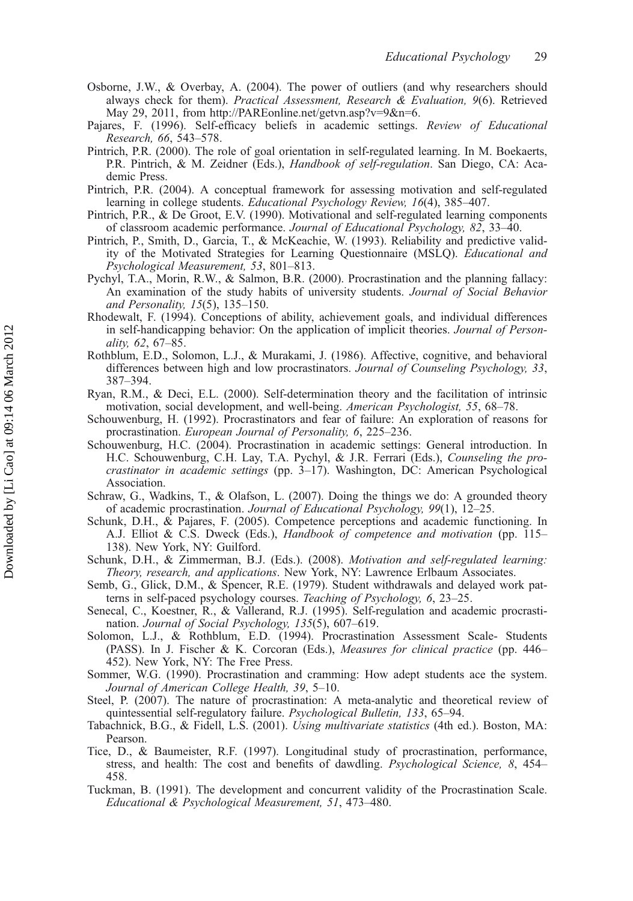Osborne, J.W., & Overbay, A. (2004). The power of outliers (and why researchers should always check for them). *Practical Assessment, Research & Evaluation, 9*(6). Retrieved May 29, 2011, from http://PAREonline.net/getvn.asp?v=9&n=6.

Pajares, F. (1996). Self-efficacy beliefs in academic settings. *Review of Educational Research, 66*, 543–578.

Pintrich, P.R. (2000). The role of goal orientation in self-regulated learning. In M. Boekaerts, P.R. Pintrich, & M. Zeidner (Eds.), *Handbook of self-regulation*. San Diego, CA: Academic Press.

Pintrich, P.R. (2004). A conceptual framework for assessing motivation and self-regulated learning in college students. *Educational Psychology Review, 16*(4), 385–407.

Pintrich, P.R., & De Groot, E.V. (1990). Motivational and self-regulated learning components of classroom academic performance. *Journal of Educational Psychology, 82*, 33–40.

Pintrich, P., Smith, D., Garcia, T., & McKeachie, W. (1993). Reliability and predictive validity of the Motivated Strategies for Learning Questionnaire (MSLQ). *Educational and Psychological Measurement, 53*, 801–813.

Pychyl, T.A., Morin, R.W., & Salmon, B.R. (2000). Procrastination and the planning fallacy: An examination of the study habits of university students. *Journal of Social Behavior and Personality, 15*(5), 135–150.

Rhodewalt, F. (1994). Conceptions of ability, achievement goals, and individual differences in self-handicapping behavior: On the application of implicit theories. *Journal of Personality, 62*, 67–85.

Rothblum, E.D., Solomon, L.J., & Murakami, J. (1986). Affective, cognitive, and behavioral differences between high and low procrastinators. *Journal of Counseling Psychology, 33*, 387–394.

Ryan, R.M., & Deci, E.L. (2000). Self-determination theory and the facilitation of intrinsic motivation, social development, and well-being. *American Psychologist, 55*, 68–78.

Schouwenburg, H. (1992). Procrastinators and fear of failure: An exploration of reasons for procrastination. *European Journal of Personality, 6*, 225–236.

Schouwenburg, H.C. (2004). Procrastination in academic settings: General introduction. In H.C. Schouwenburg, C.H. Lay, T.A. Pychyl, & J.R. Ferrari (Eds.), *Counseling the procrastinator in academic settings* (pp. 3–17). Washington, DC: American Psychological Association.

Schraw, G., Wadkins, T., & Olafson, L. (2007). Doing the things we do: A grounded theory of academic procrastination. *Journal of Educational Psychology, 99*(1), 12–25.

Schunk, D.H., & Pajares, F. (2005). Competence perceptions and academic functioning. In A.J. Elliot & C.S. Dweck (Eds.), *Handbook of competence and motivation* (pp. 115–138). New York, NY: Guilford.

Schunk, D.H., & Zimmerman, B.J. (Eds.). (2008). *Motivation and self-regulated learning: Theory, research, and applications*. New York, NY: Lawrence Erlbaum Associates.

Semb, G., Glick, D.M., & Spencer, R.E. (1979). Student withdrawals and delayed work patterns in self-paced psychology courses. *Teaching of Psychology, 6*, 23–25.

Senecal, C., Koestner, R., & Vallerand, R.J. (1995). Self-regulation and academic procrastination. *Journal of Social Psychology, 135*(5), 607–619.

Solomon, L.J., & Rothblum, E.D. (1994). Procrastination Assessment Scale- Students (PASS). In J. Fischer & K. Corcoran (Eds.), *Measures for clinical practice* (pp. 446–452). New York, NY: The Free Press.

Sommer, W.G. (1990). Procrastination and cramming: How adept students ace the system. *Journal of American College Health, 39*, 5–10.

Steel, P. (2007). The nature of procrastination: A meta-analytic and theoretical review of quintessential self-regulatory failure. *Psychological Bulletin, 133*, 65–94.

Tabachnick, B.G., & Fidell, L.S. (2001). *Using multivariate statistics* (4th ed.). Boston, MA: Pearson.

Tice, D., & Baumeister, R.F. (1997). Longitudinal study of procrastination, performance, stress, and health: The cost and benefits of dawdling. *Psychological Science, 8*, 454–458.

Tuckman, B. (1991). The development and concurrent validity of the Procrastination Scale. *Educational & Psychological Measurement, 51*, 473–480.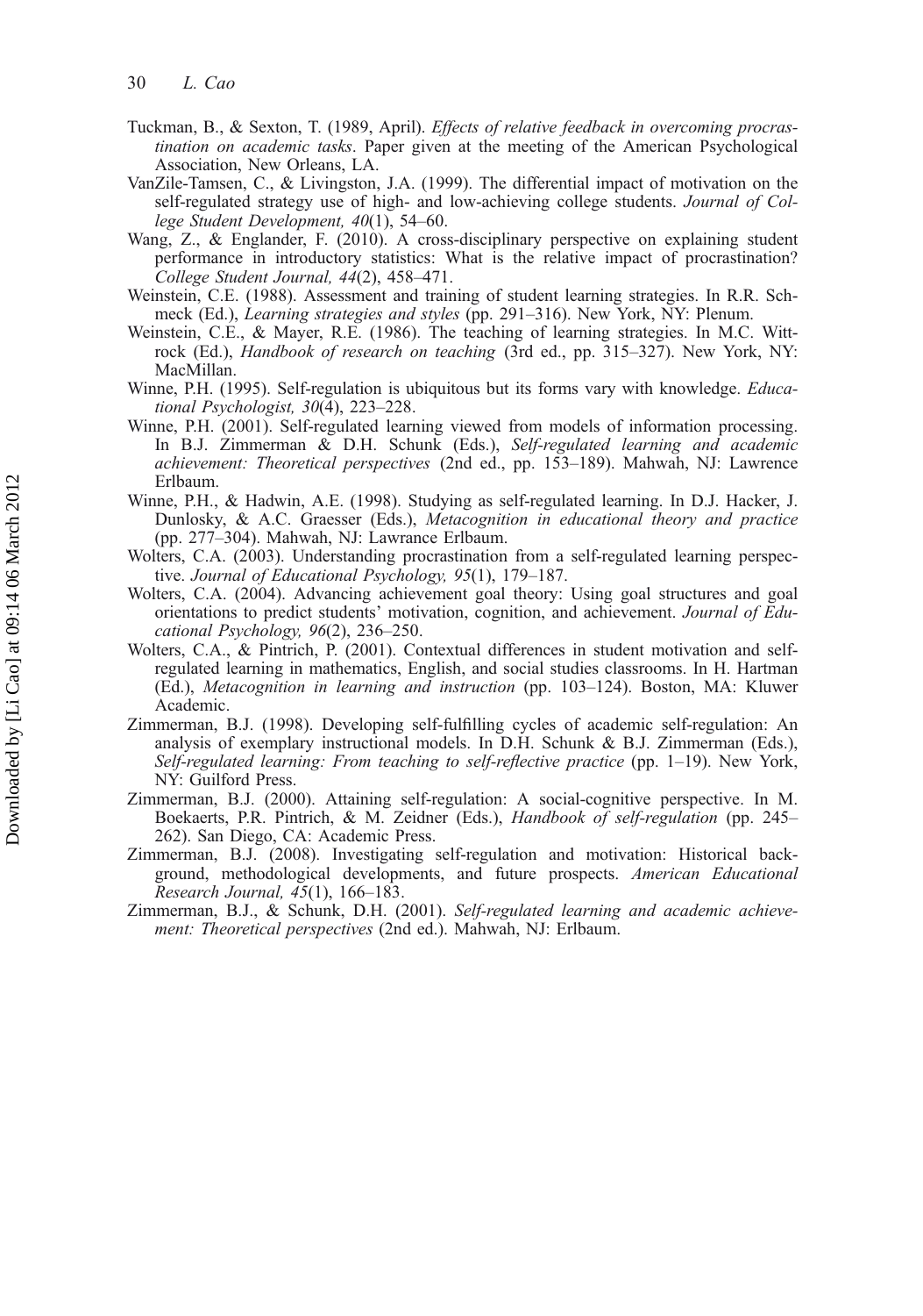Tuckman, B., & Sexton, T. (1989, April). *Effects of relative feedback in overcoming procrastination on academic tasks*. Paper given at the meeting of the American Psychological Association, New Orleans, LA.

VanZile-Tamsen, C., & Livingston, J.A. (1999). The differential impact of motivation on the self-regulated strategy use of high- and low-achieving college students. *Journal of College Student Development, 40*(1), 54–60.

Wang, Z., & Englander, F. (2010). A cross-disciplinary perspective on explaining student performance in introductory statistics: What is the relative impact of procrastination? *College Student Journal, 44*(2), 458–471.

Weinstein, C.E. (1988). Assessment and training of student learning strategies. In R.R. Schmeck (Ed.), *Learning strategies and styles* (pp. 291–316). New York, NY: Plenum.

Weinstein, C.E., & Mayer, R.E. (1986). The teaching of learning strategies. In M.C. Wittrock (Ed.), *Handbook of research on teaching* (3rd ed., pp. 315–327). New York, NY: MacMillan.

Winne, P.H. (1995). Self-regulation is ubiquitous but its forms vary with knowledge. *Educational Psychologist, 30*(4), 223–228.

Winne, P.H. (2001). Self-regulated learning viewed from models of information processing. In B.J. Zimmerman & D.H. Schunk (Eds.), *Self-regulated learning and academic achievement: Theoretical perspectives* (2nd ed., pp. 153–189). Mahwah, NJ: Lawrence Erlbaum.

Winne, P.H., & Hadwin, A.E. (1998). Studying as self-regulated learning. In D.J. Hacker, J. Dunlosky, & A.C. Graesser (Eds.), *Metacognition in educational theory and practice* (pp. 277–304). Mahwah, NJ: Lawrance Erlbaum.

Wolters, C.A. (2003). Understanding procrastination from a self-regulated learning perspective. *Journal of Educational Psychology, 95*(1), 179–187.

Wolters, C.A. (2004). Advancing achievement goal theory: Using goal structures and goal orientations to predict students' motivation, cognition, and achievement. *Journal of Educational Psychology, 96*(2), 236–250.

Wolters, C.A., & Pintrich, P. (2001). Contextual differences in student motivation and self-regulated learning in mathematics, English, and social studies classrooms. In H. Hartman (Ed.), *Metacognition in learning and instruction* (pp. 103–124). Boston, MA: Kluwer Academic.

Zimmerman, B.J. (1998). Developing self-fulfilling cycles of academic self-regulation: An analysis of exemplary instructional models. In D.H. Schunk & B.J. Zimmerman (Eds.), *Self-regulated learning: From teaching to self-reflective practice* (pp. 1–19). New York, NY: Guilford Press.

Zimmerman, B.J. (2000). Attaining self-regulation: A social-cognitive perspective. In M. Boekaerts, P.R. Pintrich, & M. Zeidner (Eds.), *Handbook of self-regulation* (pp. 245–262). San Diego, CA: Academic Press.

Zimmerman, B.J. (2008). Investigating self-regulation and motivation: Historical background, methodological developments, and future prospects. *American Educational Research Journal, 45*(1), 166–183.

Zimmerman, B.J., & Schunk, D.H. (2001). *Self-regulated learning and academic achievement: Theoretical perspectives* (2nd ed.). Mahwah, NJ: Erlbaum.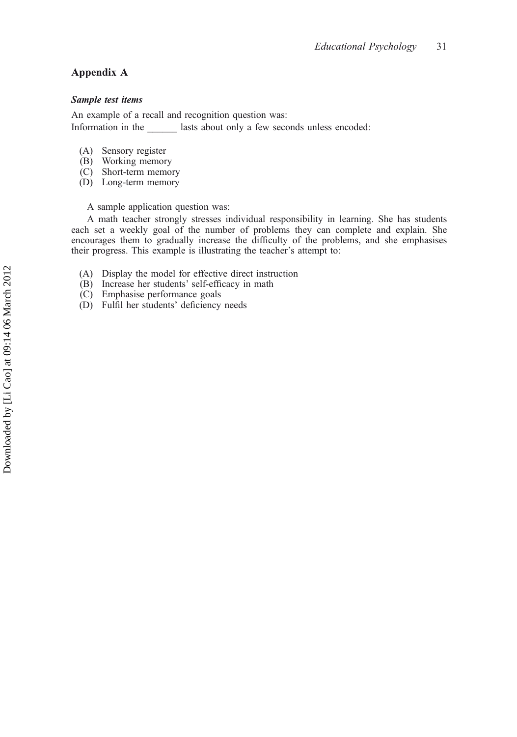## Appendix A

### *Sample test items*

An example of a recall and recognition question was:
Information in the ______ lasts about only a few seconds unless encoded:

(A) Sensory register
(B) Working memory
(C) Short-term memory
(D) Long-term memory

A sample application question was:

A math teacher strongly stresses individual responsibility in learning. She has students each set a weekly goal of the number of problems they can complete and explain. She encourages them to gradually increase the difficulty of the problems, and she emphasises their progress. This example is illustrating the teacher's attempt to:

(A) Display the model for effective direct instruction
(B) Increase her students' self-efficacy in math
(C) Emphasise performance goals
(D) Fulfil her students' deficiency needs